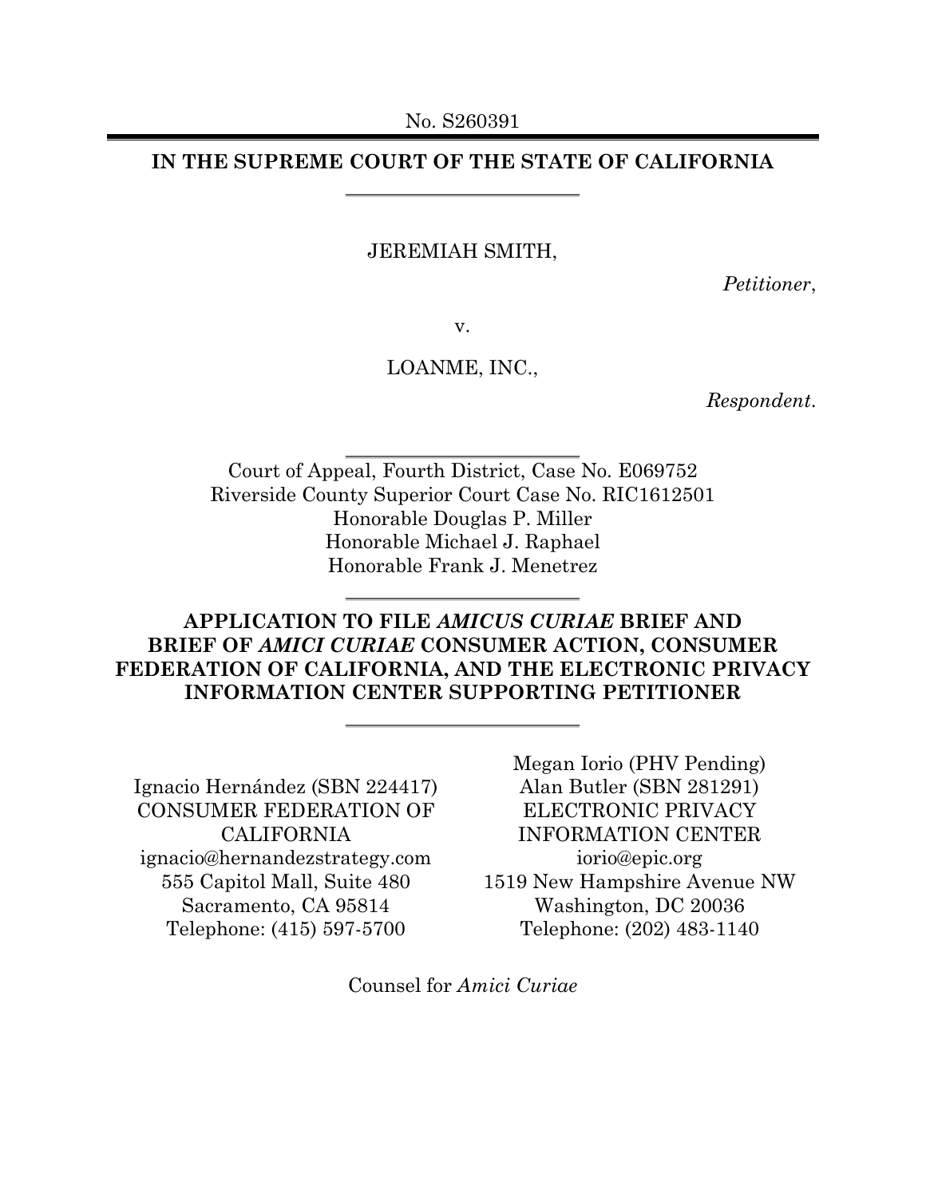No. S260391

# IN THE SUPREME COURT OF THE STATE OF CALIFORNIA

---

JEREMIAH SMITH,

*Petitioner*,

v.

LOANME, INC.,

*Respondent*.

---

Court of Appeal, Fourth District, Case No. E069752
Riverside County Superior Court Case No. RIC1612501
Honorable Douglas P. Miller
Honorable Michael J. Raphael
Honorable Frank J. Menetrez

---

## APPLICATION TO FILE *AMICUS CURIAE* BRIEF AND BRIEF OF *AMICI CURIAE* CONSUMER ACTION, CONSUMER FEDERATION OF CALIFORNIA, AND THE ELECTRONIC PRIVACY INFORMATION CENTER SUPPORTING PETITIONER

---

Ignacio Hernández (SBN 224417)
CONSUMER FEDERATION OF CALIFORNIA
ignacio@hernandezstrategy.com
555 Capitol Mall, Suite 480
Sacramento, CA 95814
Telephone: (415) 597-5700

Megan Iorio (PHV Pending)
Alan Butler (SBN 281291)
ELECTRONIC PRIVACY INFORMATION CENTER
iorio@epic.org
1519 New Hampshire Avenue NW
Washington, DC 20036
Telephone: (202) 483-1140

Counsel for *Amici Curiae*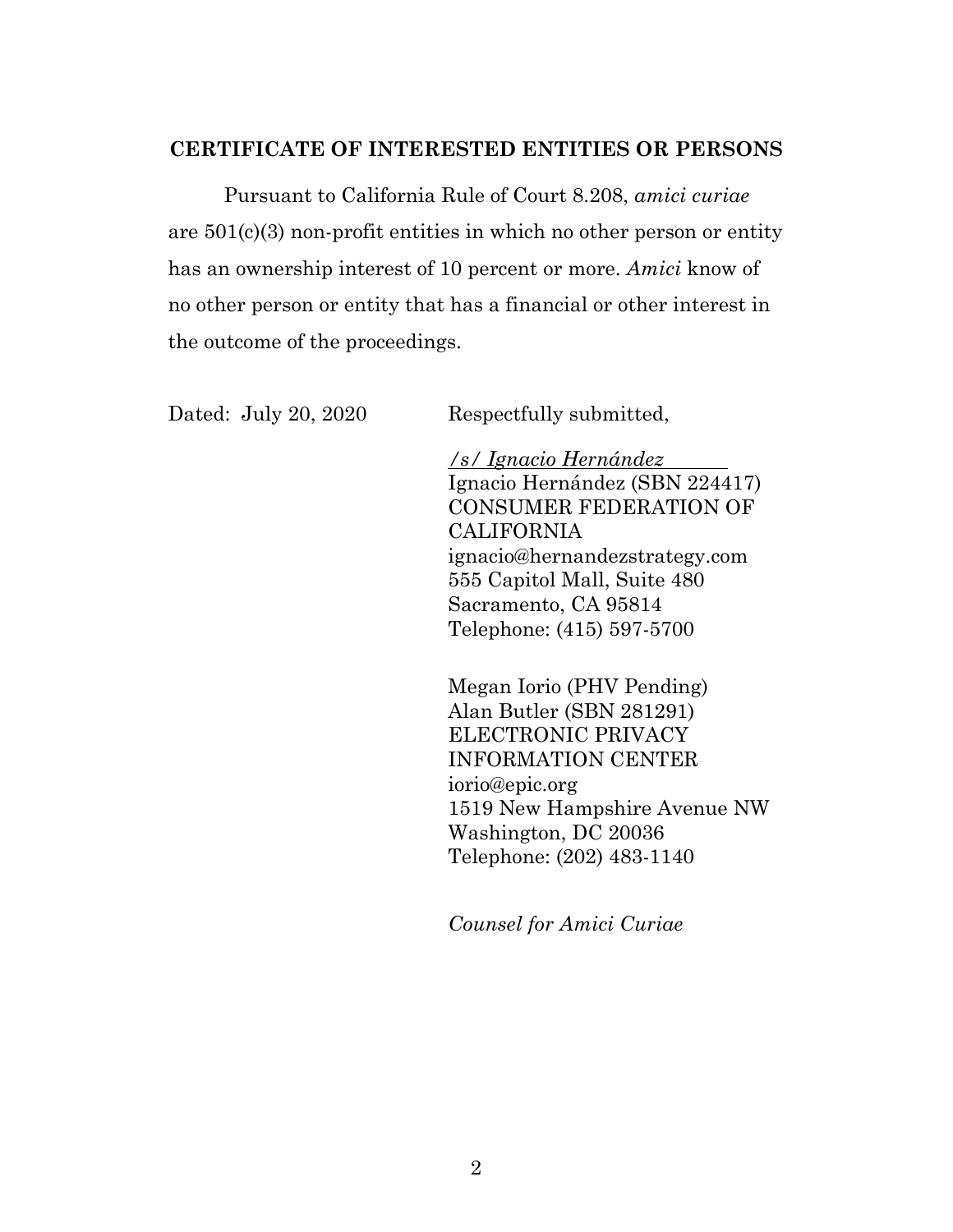## CERTIFICATE OF INTERESTED ENTITIES OR PERSONS

Pursuant to California Rule of Court 8.208, *amici curiae* are 501(c)(3) non-profit entities in which no other person or entity has an ownership interest of 10 percent or more. *Amici* know of no other person or entity that has a financial or other interest in the outcome of the proceedings.

Dated: July 20, 2020

Respectfully submitted,

*/s/ Ignacio Hernández*
Ignacio Hernández (SBN 224417)
CONSUMER FEDERATION OF CALIFORNIA
ignacio@hernandezstrategy.com
555 Capitol Mall, Suite 480
Sacramento, CA 95814
Telephone: (415) 597-5700

Megan Iorio (PHV Pending)
Alan Butler (SBN 281291)
ELECTRONIC PRIVACY INFORMATION CENTER
iorio@epic.org
1519 New Hampshire Avenue NW
Washington, DC 20036
Telephone: (202) 483-1140

*Counsel for Amici Curiae*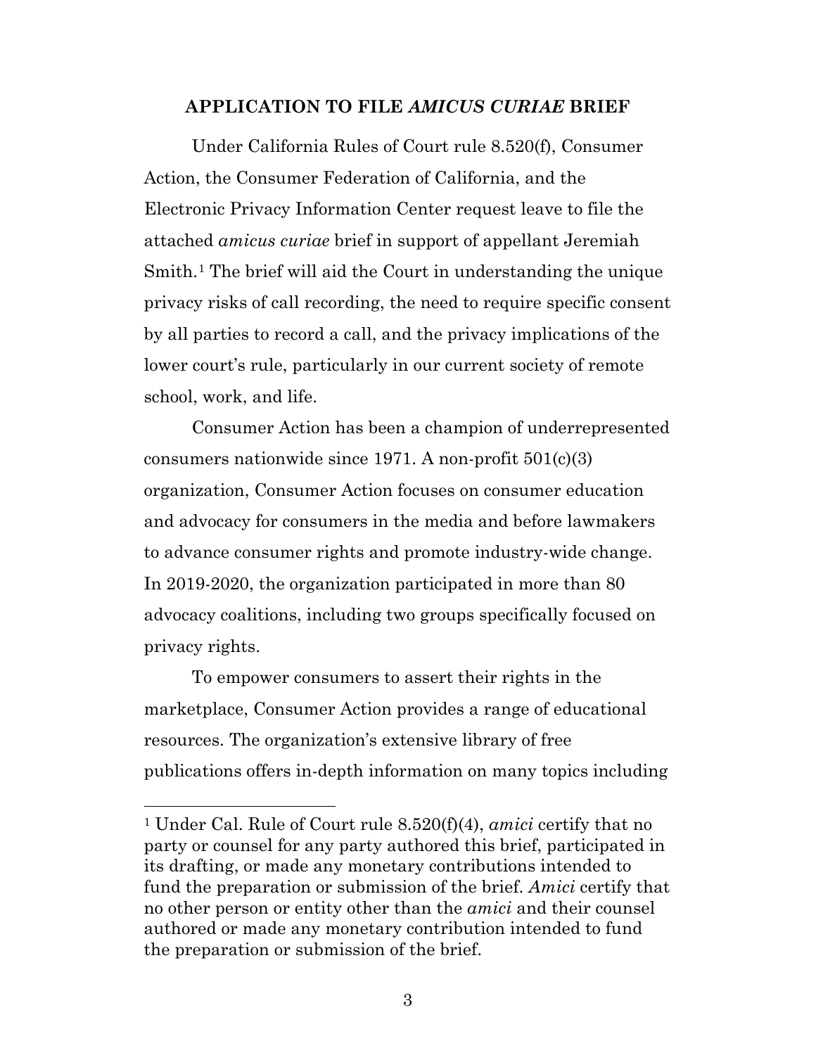## APPLICATION TO FILE *AMICUS CURIAE* BRIEF

Under California Rules of Court rule 8.520(f), Consumer Action, the Consumer Federation of California, and the Electronic Privacy Information Center request leave to file the attached *amicus curiae* brief in support of appellant Jeremiah Smith.[1] The brief will aid the Court in understanding the unique privacy risks of call recording, the need to require specific consent by all parties to record a call, and the privacy implications of the lower court's rule, particularly in our current society of remote school, work, and life.

Consumer Action has been a champion of underrepresented consumers nationwide since 1971. A non-profit 501(c)(3) organization, Consumer Action focuses on consumer education and advocacy for consumers in the media and before lawmakers to advance consumer rights and promote industry-wide change. In 2019-2020, the organization participated in more than 80 advocacy coalitions, including two groups specifically focused on privacy rights.

To empower consumers to assert their rights in the marketplace, Consumer Action provides a range of educational resources. The organization's extensive library of free publications offers in-depth information on many topics including

---

[1] Under Cal. Rule of Court rule 8.520(f)(4), *amici* certify that no party or counsel for any party authored this brief, participated in its drafting, or made any monetary contributions intended to fund the preparation or submission of the brief. *Amici* certify that no other person or entity other than the *amici* and their counsel authored or made any monetary contribution intended to fund the preparation or submission of the brief.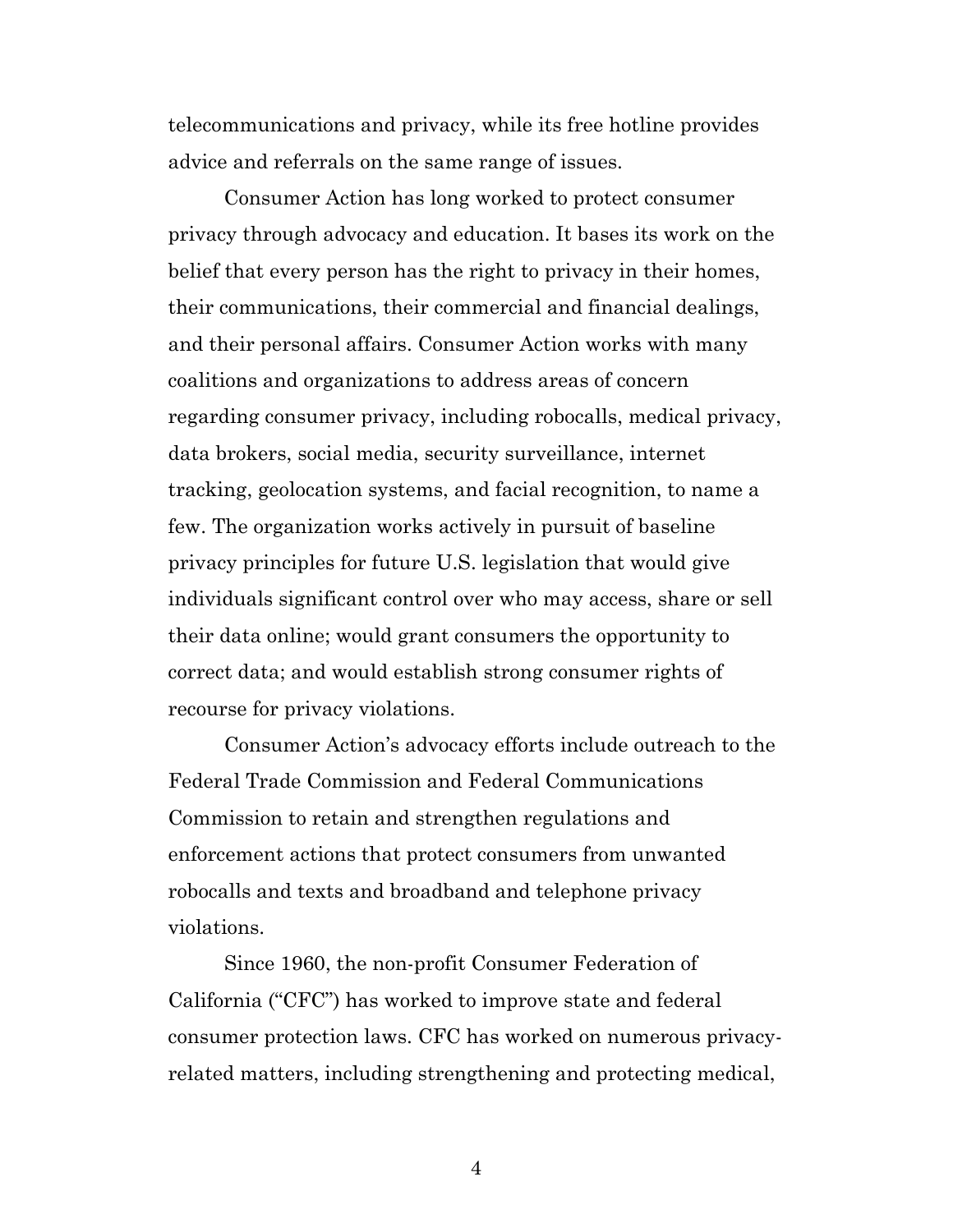telecommunications and privacy, while its free hotline provides advice and referrals on the same range of issues.

Consumer Action has long worked to protect consumer privacy through advocacy and education. It bases its work on the belief that every person has the right to privacy in their homes, their communications, their commercial and financial dealings, and their personal affairs. Consumer Action works with many coalitions and organizations to address areas of concern regarding consumer privacy, including robocalls, medical privacy, data brokers, social media, security surveillance, internet tracking, geolocation systems, and facial recognition, to name a few. The organization works actively in pursuit of baseline privacy principles for future U.S. legislation that would give individuals significant control over who may access, share or sell their data online; would grant consumers the opportunity to correct data; and would establish strong consumer rights of recourse for privacy violations.

Consumer Action's advocacy efforts include outreach to the Federal Trade Commission and Federal Communications Commission to retain and strengthen regulations and enforcement actions that protect consumers from unwanted robocalls and texts and broadband and telephone privacy violations.

Since 1960, the non-profit Consumer Federation of California ("CFC") has worked to improve state and federal consumer protection laws. CFC has worked on numerous privacy-related matters, including strengthening and protecting medical,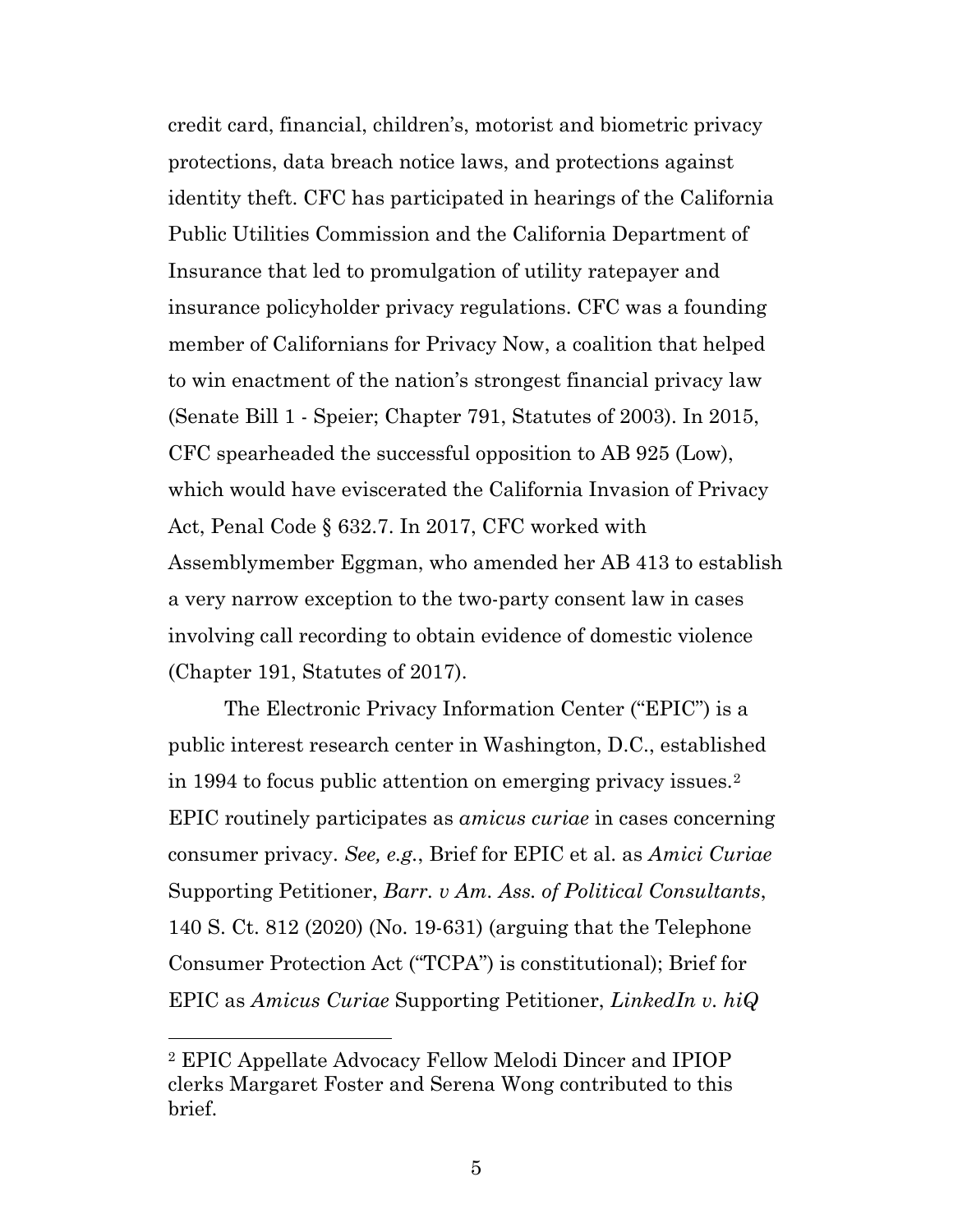credit card, financial, children's, motorist and biometric privacy protections, data breach notice laws, and protections against identity theft. CFC has participated in hearings of the California Public Utilities Commission and the California Department of Insurance that led to promulgation of utility ratepayer and insurance policyholder privacy regulations. CFC was a founding member of Californians for Privacy Now, a coalition that helped to win enactment of the nation's strongest financial privacy law (Senate Bill 1 - Speier; Chapter 791, Statutes of 2003). In 2015, CFC spearheaded the successful opposition to AB 925 (Low), which would have eviscerated the California Invasion of Privacy Act, Penal Code § 632.7. In 2017, CFC worked with Assemblymember Eggman, who amended her AB 413 to establish a very narrow exception to the two-party consent law in cases involving call recording to obtain evidence of domestic violence (Chapter 191, Statutes of 2017).

The Electronic Privacy Information Center ("EPIC") is a public interest research center in Washington, D.C., established in 1994 to focus public attention on emerging privacy issues.[2] EPIC routinely participates as *amicus curiae* in cases concerning consumer privacy. *See, e.g.*, Brief for EPIC et al. as *Amici Curiae* Supporting Petitioner, *Barr. v Am. Ass. of Political Consultants*, 140 S. Ct. 812 (2020) (No. 19-631) (arguing that the Telephone Consumer Protection Act ("TCPA") is constitutional); Brief for EPIC as *Amicus Curiae* Supporting Petitioner, *LinkedIn v. hiQ*

---

[2] EPIC Appellate Advocacy Fellow Melodi Dincer and IPIOP clerks Margaret Foster and Serena Wong contributed to this brief.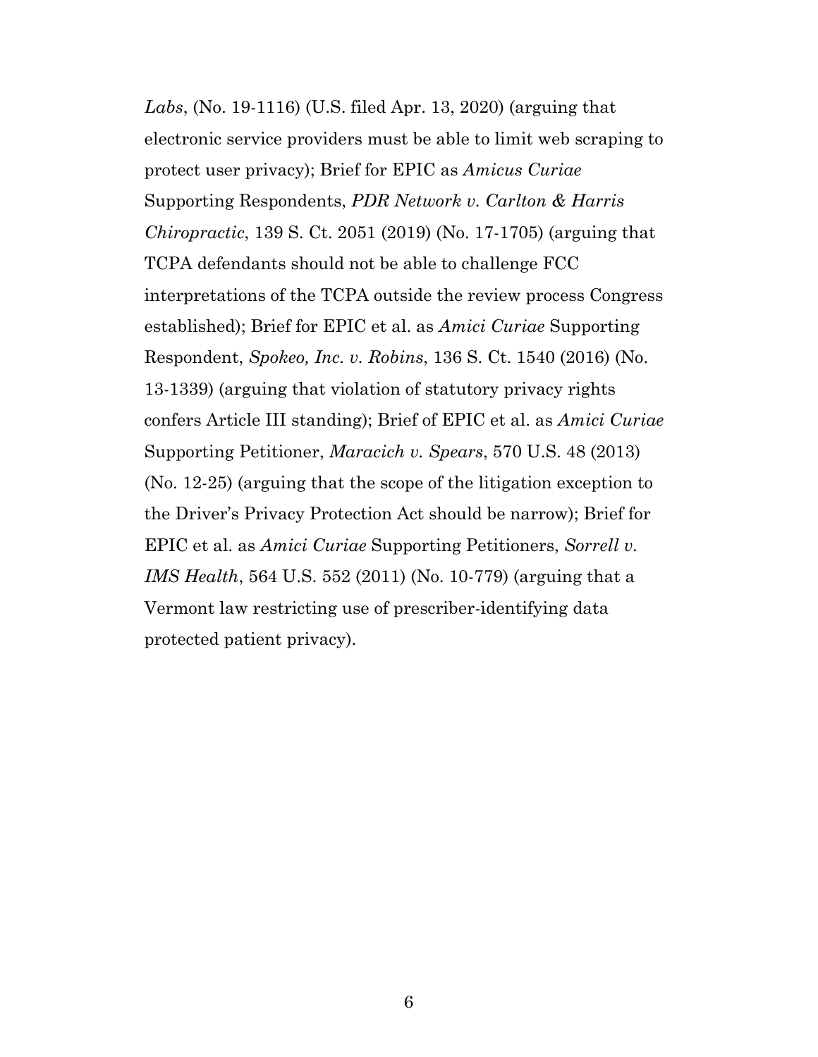*Labs*, (No. 19-1116) (U.S. filed Apr. 13, 2020) (arguing that electronic service providers must be able to limit web scraping to protect user privacy); Brief for EPIC as *Amicus Curiae* Supporting Respondents, *PDR Network v. Carlton & Harris Chiropractic*, 139 S. Ct. 2051 (2019) (No. 17-1705) (arguing that TCPA defendants should not be able to challenge FCC interpretations of the TCPA outside the review process Congress established); Brief for EPIC et al. as *Amici Curiae* Supporting Respondent, *Spokeo, Inc. v. Robins*, 136 S. Ct. 1540 (2016) (No. 13-1339) (arguing that violation of statutory privacy rights confers Article III standing); Brief of EPIC et al. as *Amici Curiae* Supporting Petitioner, *Maracich v. Spears*, 570 U.S. 48 (2013) (No. 12-25) (arguing that the scope of the litigation exception to the Driver's Privacy Protection Act should be narrow); Brief for EPIC et al. as *Amici Curiae* Supporting Petitioners, *Sorrell v. IMS Health*, 564 U.S. 552 (2011) (No. 10-779) (arguing that a Vermont law restricting use of prescriber-identifying data protected patient privacy).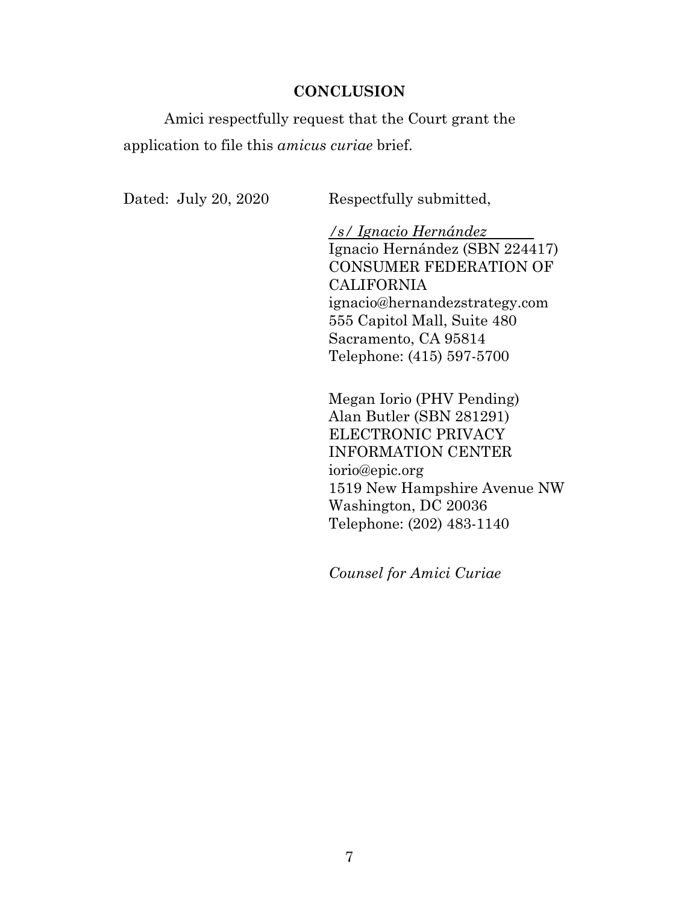## CONCLUSION

Amici respectfully request that the Court grant the application to file this *amicus curiae* brief.

Dated: July 20, 2020

Respectfully submitted,

*/s/ Ignacio Hernández*
Ignacio Hernández (SBN 224417)
CONSUMER FEDERATION OF CALIFORNIA
ignacio@hernandezstrategy.com
555 Capitol Mall, Suite 480
Sacramento, CA 95814
Telephone: (415) 597-5700

Megan Iorio (PHV Pending)
Alan Butler (SBN 281291)
ELECTRONIC PRIVACY INFORMATION CENTER
iorio@epic.org
1519 New Hampshire Avenue NW
Washington, DC 20036
Telephone: (202) 483-1140

*Counsel for Amici Curiae*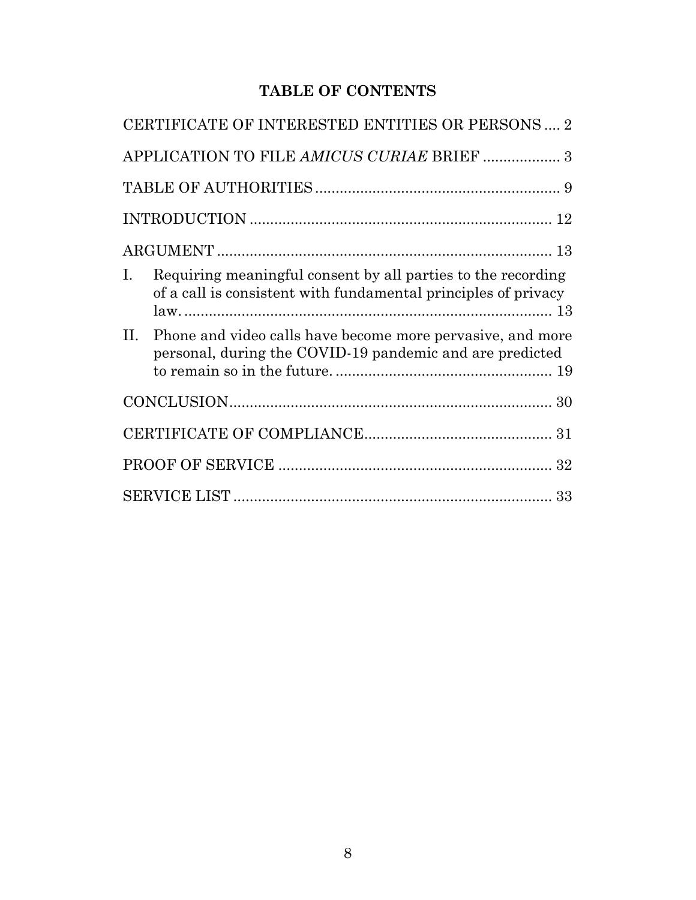# TABLE OF CONTENTS

CERTIFICATE OF INTERESTED ENTITIES OR PERSONS .... 2

APPLICATION TO FILE *AMICUS CURIAE* BRIEF ................... 3

TABLE OF AUTHORITIES ........................................................... 9

INTRODUCTION ......................................................................... 12

ARGUMENT ................................................................................. 13

I. Requiring meaningful consent by all parties to the recording of a call is consistent with fundamental principles of privacy law. .......................................................................... 13

II. Phone and video calls have become more pervasive, and more personal, during the COVID-19 pandemic and are predicted to remain so in the future. ..................................................... 19

CONCLUSION............................................................................... 30

CERTIFICATE OF COMPLIANCE............................................. 31

PROOF OF SERVICE .................................................................. 32

SERVICE LIST ............................................................................. 33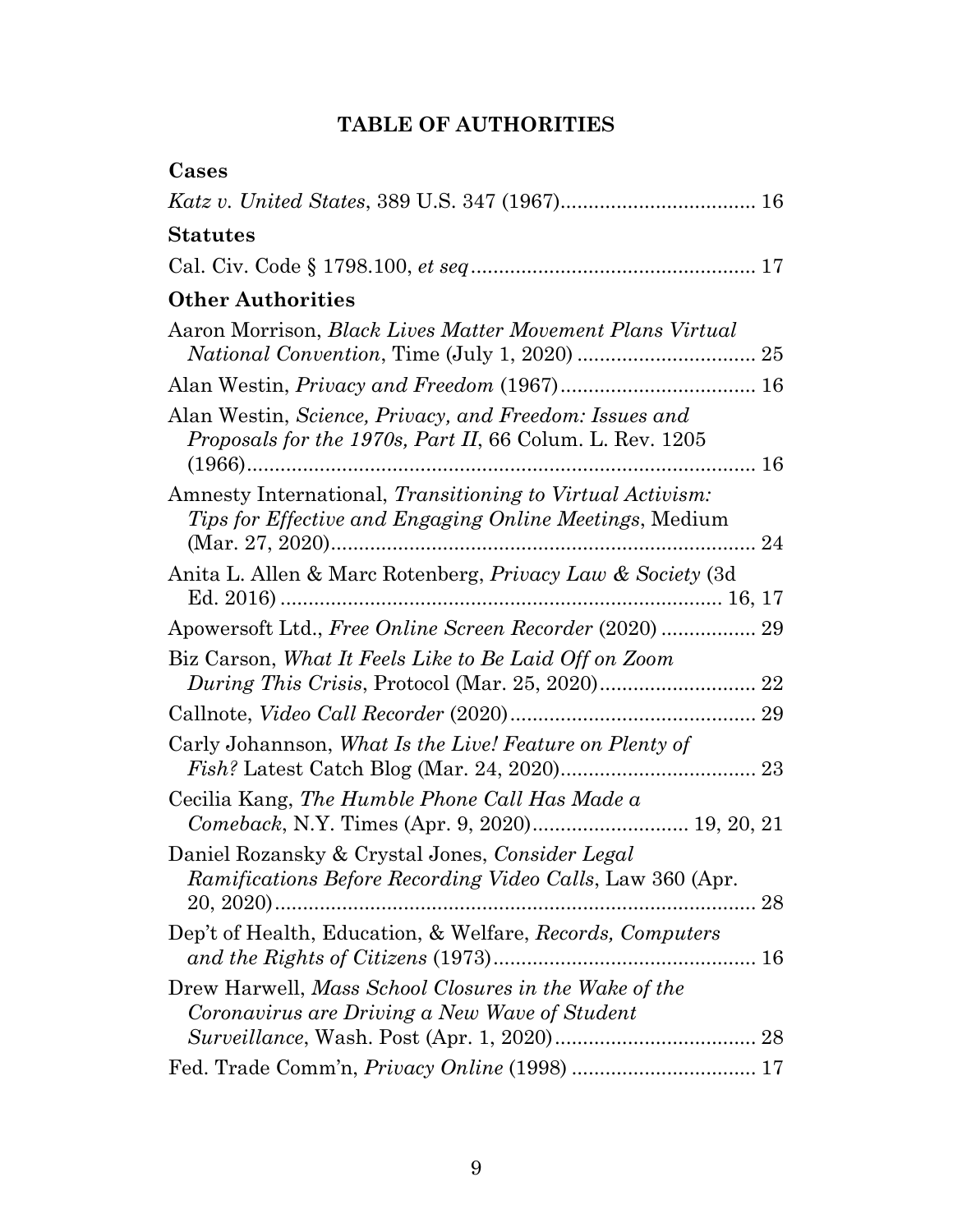## TABLE OF AUTHORITIES

### Cases

*Katz v. United States*, 389 U.S. 347 (1967) .................................. 16

### Statutes

Cal. Civ. Code § 1798.100, *et seq* .................................................. 17

### Other Authorities

Aaron Morrison, *Black Lives Matter Movement Plans Virtual National Convention*, Time (July 1, 2020) ................................ 25

Alan Westin, *Privacy and Freedom* (1967) .................................. 16

Alan Westin, *Science, Privacy, and Freedom: Issues and Proposals for the 1970s, Part II*, 66 Colum. L. Rev. 1205 (1966) .......................................................................................... 16

Amnesty International, *Transitioning to Virtual Activism: Tips for Effective and Engaging Online Meetings*, Medium (Mar. 27, 2020) ............................................................................ 24

Anita L. Allen & Marc Rotenberg, *Privacy Law & Society* (3d Ed. 2016) .............................................................................. 16, 17

Apowersoft Ltd., *Free Online Screen Recorder* (2020) ................. 29

Biz Carson, *What It Feels Like to Be Laid Off on Zoom During This Crisis*, Protocol (Mar. 25, 2020) ............................ 22

Callnote, *Video Call Recorder* (2020) ............................................ 29

Carly Johannson, *What Is the Live! Feature on Plenty of Fish?* Latest Catch Blog (Mar. 24, 2020) ................................... 23

Cecilia Kang, *The Humble Phone Call Has Made a Comeback*, N.Y. Times (Apr. 9, 2020) ............................ 19, 20, 21

Daniel Rozansky & Crystal Jones, *Consider Legal Ramifications Before Recording Video Calls*, Law 360 (Apr. 20, 2020) ....................................................................................... 28

Dep't of Health, Education, & Welfare, *Records, Computers and the Rights of Citizens* (1973) ............................................... 16

Drew Harwell, *Mass School Closures in the Wake of the Coronavirus are Driving a New Wave of Student Surveillance*, Wash. Post (Apr. 1, 2020) .................................... 28

Fed. Trade Comm'n, *Privacy Online* (1998) ................................. 17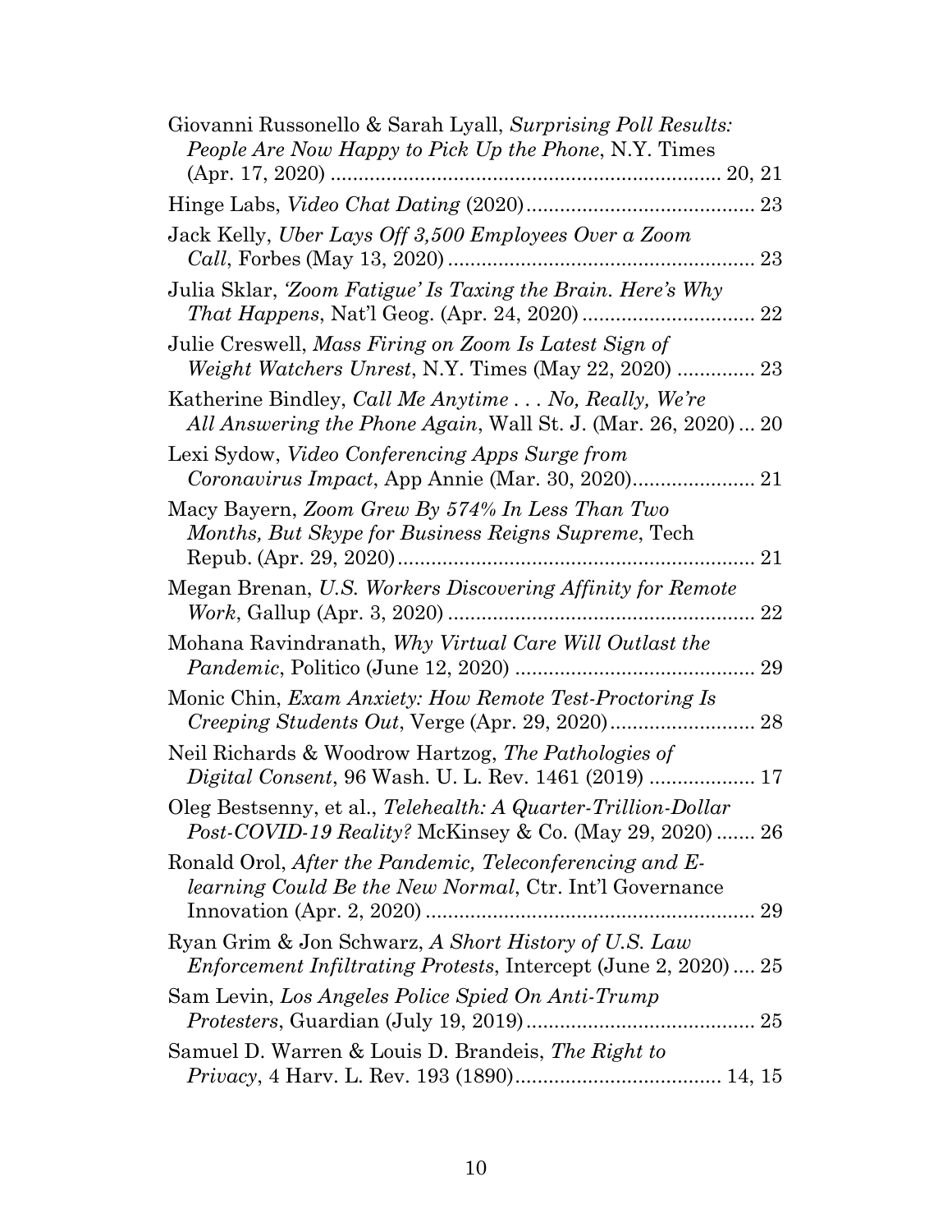Giovanni Russonello & Sarah Lyall, *Surprising Poll Results: People Are Now Happy to Pick Up the Phone*, N.Y. Times (Apr. 17, 2020) ...................................................................... 20, 21

Hinge Labs, *Video Chat Dating* (2020)......................................... 23

Jack Kelly, *Uber Lays Off 3,500 Employees Over a Zoom Call*, Forbes (May 13, 2020) ....................................................... 23

Julia Sklar, *'Zoom Fatigue' Is Taxing the Brain. Here's Why That Happens*, Nat'l Geog. (Apr. 24, 2020) ............................... 22

Julie Creswell, *Mass Firing on Zoom Is Latest Sign of Weight Watchers Unrest*, N.Y. Times (May 22, 2020) .............. 23

Katherine Bindley, *Call Me Anytime . . . No, Really, We're All Answering the Phone Again*, Wall St. J. (Mar. 26, 2020) ... 20

Lexi Sydow, *Video Conferencing Apps Surge from Coronavirus Impact*, App Annie (Mar. 30, 2020)...................... 21

Macy Bayern, *Zoom Grew By 574% In Less Than Two Months, But Skype for Business Reigns Supreme*, Tech Repub. (Apr. 29, 2020)................................................................ 21

Megan Brenan, *U.S. Workers Discovering Affinity for Remote Work*, Gallup (Apr. 3, 2020) ....................................................... 22

Mohana Ravindranath, *Why Virtual Care Will Outlast the Pandemic*, Politico (June 12, 2020) ........................................... 29

Monic Chin, *Exam Anxiety: How Remote Test-Proctoring Is Creeping Students Out*, Verge (Apr. 29, 2020).......................... 28

Neil Richards & Woodrow Hartzog, *The Pathologies of Digital Consent*, 96 Wash. U. L. Rev. 1461 (2019) ................... 17

Oleg Bestsenny, et al., *Telehealth: A Quarter-Trillion-Dollar Post-COVID-19 Reality?* McKinsey & Co. (May 29, 2020) ....... 26

Ronald Orol, *After the Pandemic, Teleconferencing and E-learning Could Be the New Normal*, Ctr. Int'l Governance Innovation (Apr. 2, 2020) ........................................................... 29

Ryan Grim & Jon Schwarz, *A Short History of U.S. Law Enforcement Infiltrating Protests*, Intercept (June 2, 2020) .... 25

Sam Levin, *Los Angeles Police Spied On Anti-Trump Protesters*, Guardian (July 19, 2019)......................................... 25

Samuel D. Warren & Louis D. Brandeis, *The Right to Privacy*, 4 Harv. L. Rev. 193 (1890)..................................... 14, 15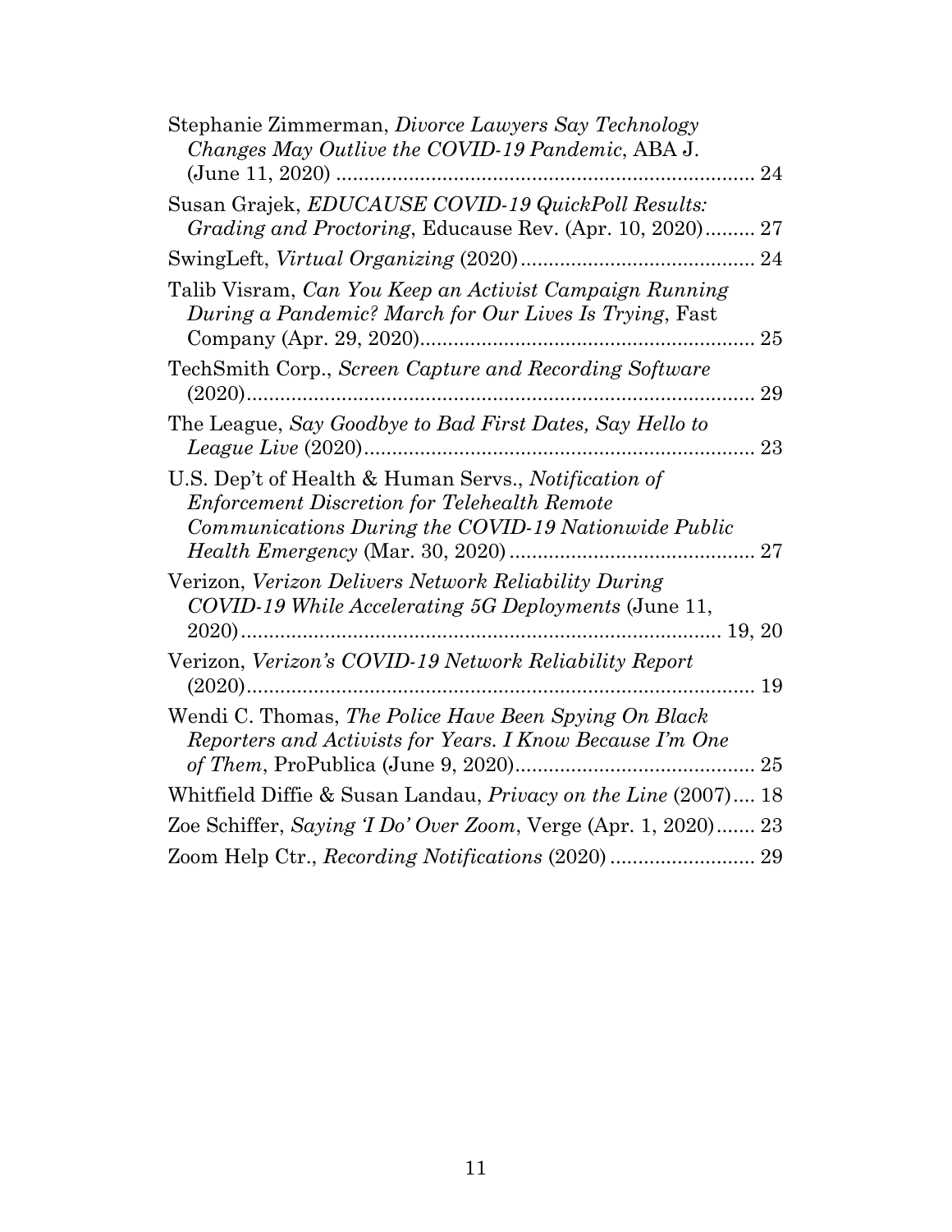Stephanie Zimmerman, *Divorce Lawyers Say Technology Changes May Outlive the COVID-19 Pandemic*, ABA J. (June 11, 2020) .......................................................................... 24

Susan Grajek, *EDUCAUSE COVID-19 QuickPoll Results: Grading and Proctoring*, Educause Rev. (Apr. 10, 2020)......... 27

SwingLeft, *Virtual Organizing* (2020)......................................... 24

Talib Visram, *Can You Keep an Activist Campaign Running During a Pandemic? March for Our Lives Is Trying*, Fast Company (Apr. 29, 2020)........................................................... 25

TechSmith Corp., *Screen Capture and Recording Software* (2020)........................................................................................... 29

The League, *Say Goodbye to Bad First Dates, Say Hello to League Live* (2020)...................................................................... 23

U.S. Dep't of Health & Human Servs., *Notification of Enforcement Discretion for Telehealth Remote Communications During the COVID-19 Nationwide Public Health Emergency* (Mar. 30, 2020) ............................................ 27

Verizon, *Verizon Delivers Network Reliability During COVID-19 While Accelerating 5G Deployments* (June 11, 2020)..................................................................................... 19, 20

Verizon, *Verizon's COVID-19 Network Reliability Report* (2020)........................................................................................... 19

Wendi C. Thomas, *The Police Have Been Spying On Black Reporters and Activists for Years. I Know Because I'm One of Them*, ProPublica (June 9, 2020)........................................... 25

Whitfield Diffie & Susan Landau, *Privacy on the Line* (2007).... 18

Zoe Schiffer, *Saying 'I Do' Over Zoom*, Verge (Apr. 1, 2020)....... 23

Zoom Help Ctr., *Recording Notifications* (2020) .......................... 29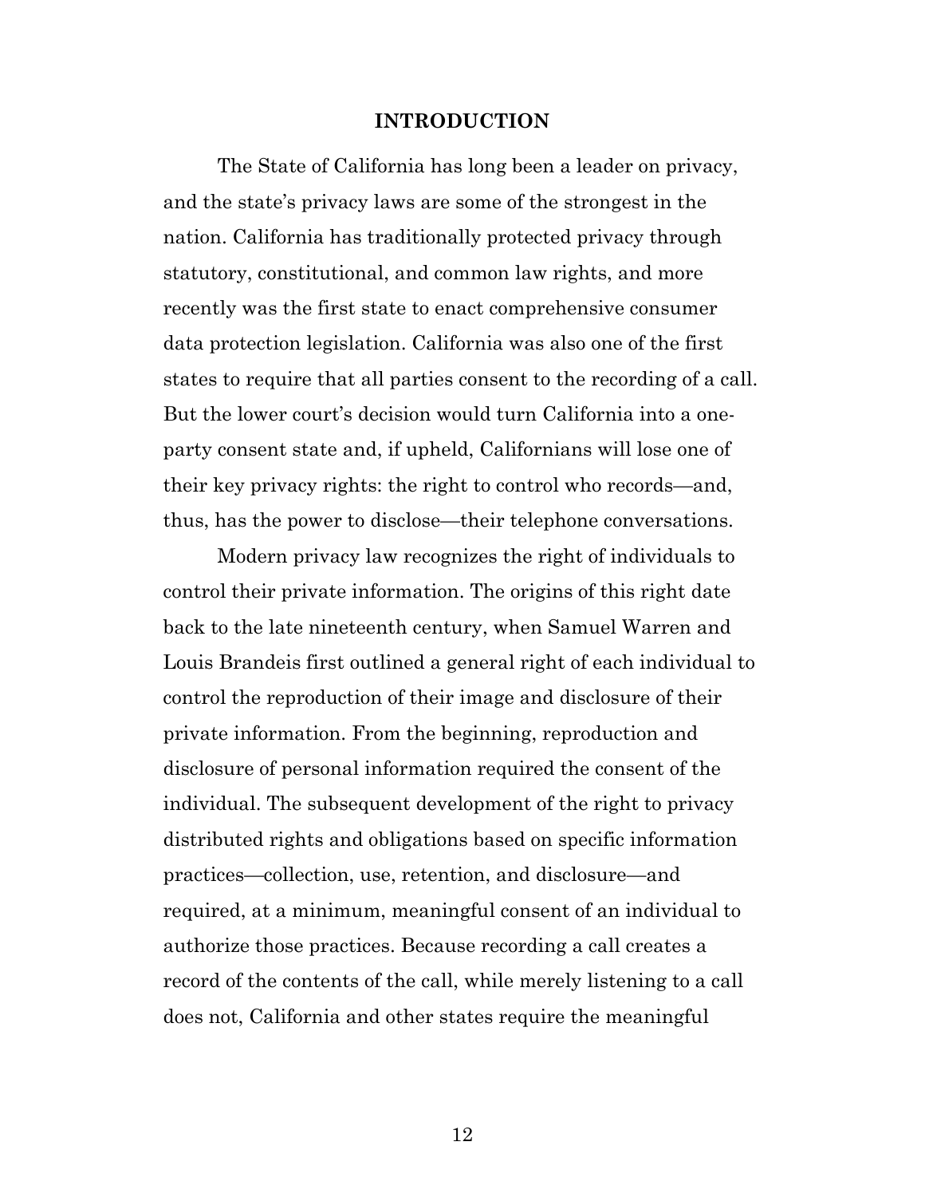## INTRODUCTION

The State of California has long been a leader on privacy, and the state's privacy laws are some of the strongest in the nation. California has traditionally protected privacy through statutory, constitutional, and common law rights, and more recently was the first state to enact comprehensive consumer data protection legislation. California was also one of the first states to require that all parties consent to the recording of a call. But the lower court's decision would turn California into a one-party consent state and, if upheld, Californians will lose one of their key privacy rights: the right to control who records—and, thus, has the power to disclose—their telephone conversations.

Modern privacy law recognizes the right of individuals to control their private information. The origins of this right date back to the late nineteenth century, when Samuel Warren and Louis Brandeis first outlined a general right of each individual to control the reproduction of their image and disclosure of their private information. From the beginning, reproduction and disclosure of personal information required the consent of the individual. The subsequent development of the right to privacy distributed rights and obligations based on specific information practices—collection, use, retention, and disclosure—and required, at a minimum, meaningful consent of an individual to authorize those practices. Because recording a call creates a record of the contents of the call, while merely listening to a call does not, California and other states require the meaningful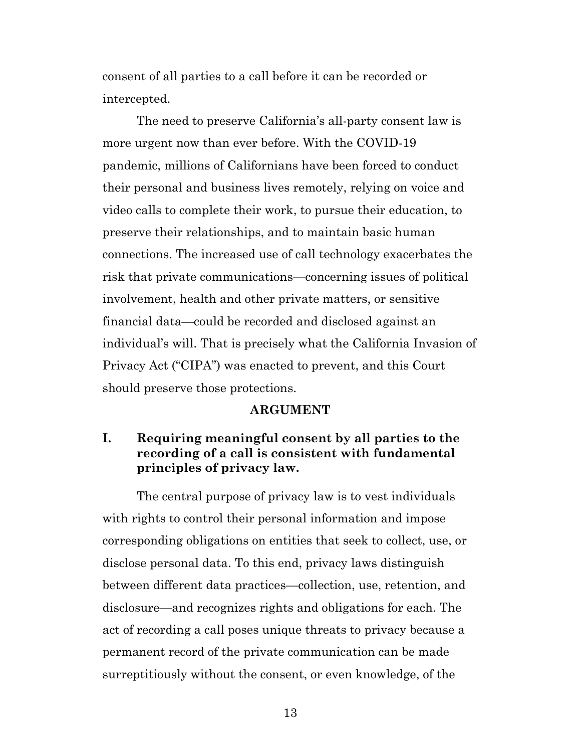consent of all parties to a call before it can be recorded or intercepted.

The need to preserve California's all-party consent law is more urgent now than ever before. With the COVID-19 pandemic, millions of Californians have been forced to conduct their personal and business lives remotely, relying on voice and video calls to complete their work, to pursue their education, to preserve their relationships, and to maintain basic human connections. The increased use of call technology exacerbates the risk that private communications—concerning issues of political involvement, health and other private matters, or sensitive financial data—could be recorded and disclosed against an individual's will. That is precisely what the California Invasion of Privacy Act ("CIPA") was enacted to prevent, and this Court should preserve those protections.

## ARGUMENT

### I. Requiring meaningful consent by all parties to the recording of a call is consistent with fundamental principles of privacy law.

The central purpose of privacy law is to vest individuals with rights to control their personal information and impose corresponding obligations on entities that seek to collect, use, or disclose personal data. To this end, privacy laws distinguish between different data practices—collection, use, retention, and disclosure—and recognizes rights and obligations for each. The act of recording a call poses unique threats to privacy because a permanent record of the private communication can be made surreptitiously without the consent, or even knowledge, of the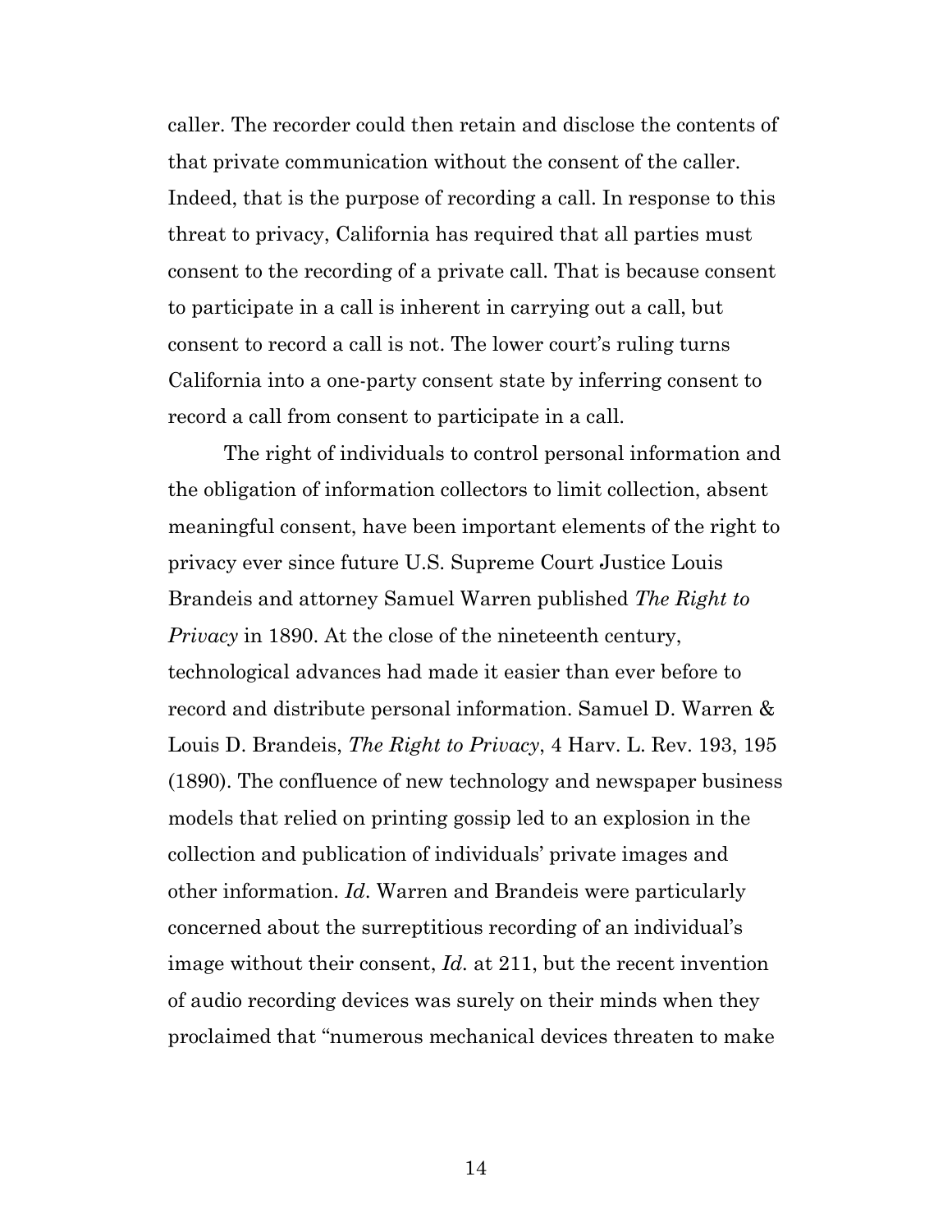caller. The recorder could then retain and disclose the contents of that private communication without the consent of the caller. Indeed, that is the purpose of recording a call. In response to this threat to privacy, California has required that all parties must consent to the recording of a private call. That is because consent to participate in a call is inherent in carrying out a call, but consent to record a call is not. The lower court's ruling turns California into a one-party consent state by inferring consent to record a call from consent to participate in a call.

The right of individuals to control personal information and the obligation of information collectors to limit collection, absent meaningful consent, have been important elements of the right to privacy ever since future U.S. Supreme Court Justice Louis Brandeis and attorney Samuel Warren published *The Right to Privacy* in 1890. At the close of the nineteenth century, technological advances had made it easier than ever before to record and distribute personal information. Samuel D. Warren & Louis D. Brandeis, *The Right to Privacy*, 4 Harv. L. Rev. 193, 195 (1890). The confluence of new technology and newspaper business models that relied on printing gossip led to an explosion in the collection and publication of individuals' private images and other information. *Id*. Warren and Brandeis were particularly concerned about the surreptitious recording of an individual's image without their consent, *Id.* at 211, but the recent invention of audio recording devices was surely on their minds when they proclaimed that "numerous mechanical devices threaten to make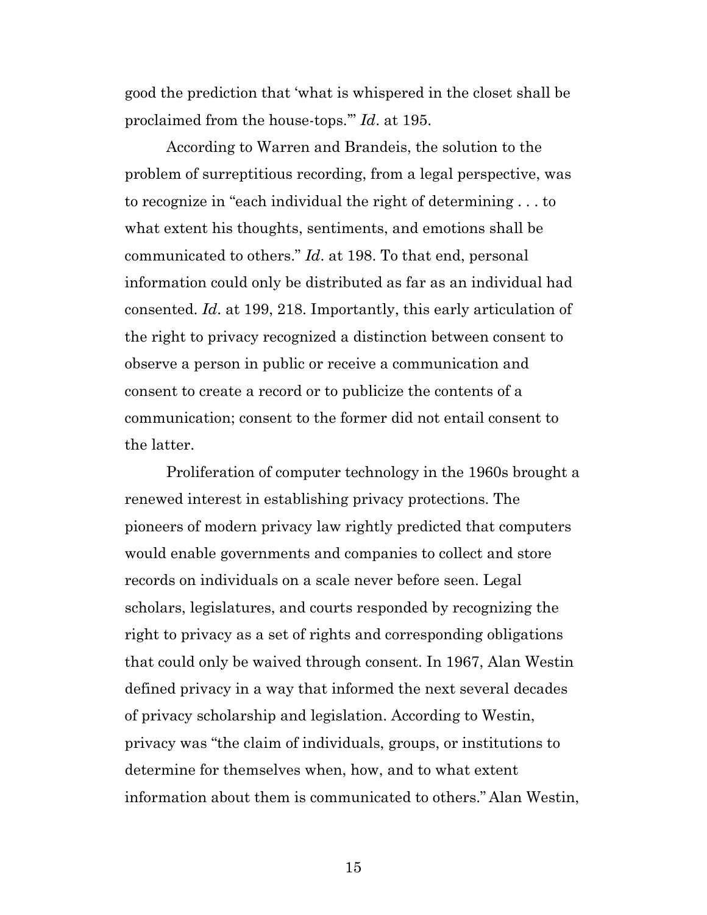good the prediction that 'what is whispered in the closet shall be proclaimed from the house-tops.'" *Id*. at 195.

According to Warren and Brandeis, the solution to the problem of surreptitious recording, from a legal perspective, was to recognize in "each individual the right of determining . . . to what extent his thoughts, sentiments, and emotions shall be communicated to others." *Id*. at 198. To that end, personal information could only be distributed as far as an individual had consented. *Id*. at 199, 218. Importantly, this early articulation of the right to privacy recognized a distinction between consent to observe a person in public or receive a communication and consent to create a record or to publicize the contents of a communication; consent to the former did not entail consent to the latter.

Proliferation of computer technology in the 1960s brought a renewed interest in establishing privacy protections. The pioneers of modern privacy law rightly predicted that computers would enable governments and companies to collect and store records on individuals on a scale never before seen. Legal scholars, legislatures, and courts responded by recognizing the right to privacy as a set of rights and corresponding obligations that could only be waived through consent. In 1967, Alan Westin defined privacy in a way that informed the next several decades of privacy scholarship and legislation. According to Westin, privacy was "the claim of individuals, groups, or institutions to determine for themselves when, how, and to what extent information about them is communicated to others." Alan Westin,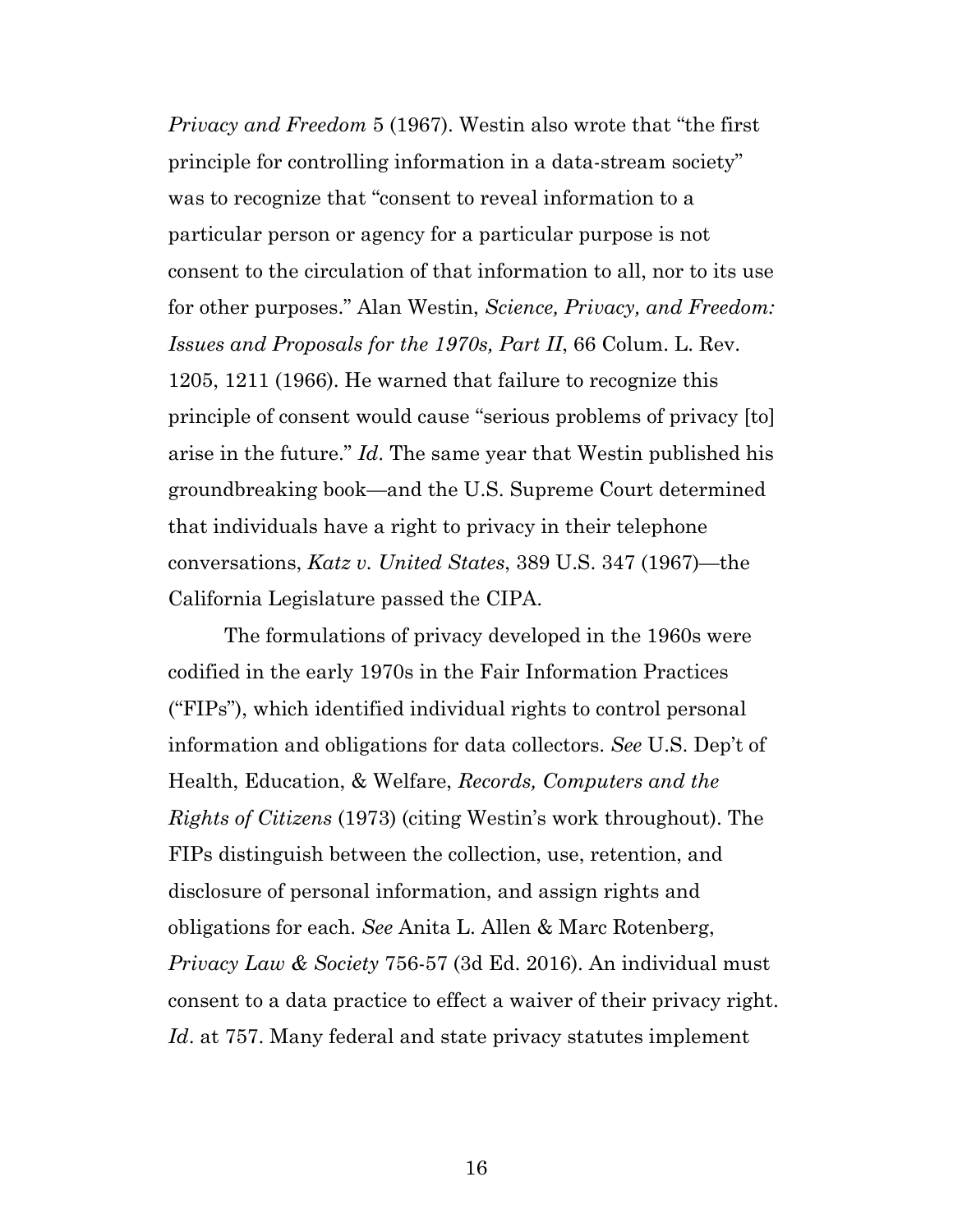*Privacy and Freedom* 5 (1967). Westin also wrote that "the first principle for controlling information in a data-stream society" was to recognize that "consent to reveal information to a particular person or agency for a particular purpose is not consent to the circulation of that information to all, nor to its use for other purposes." Alan Westin, *Science, Privacy, and Freedom: Issues and Proposals for the 1970s, Part II*, 66 Colum. L. Rev. 1205, 1211 (1966). He warned that failure to recognize this principle of consent would cause "serious problems of privacy [to] arise in the future." *Id*. The same year that Westin published his groundbreaking book—and the U.S. Supreme Court determined that individuals have a right to privacy in their telephone conversations, *Katz v. United States*, 389 U.S. 347 (1967)—the California Legislature passed the CIPA.

The formulations of privacy developed in the 1960s were codified in the early 1970s in the Fair Information Practices ("FIPs"), which identified individual rights to control personal information and obligations for data collectors. *See* U.S. Dep't of Health, Education, & Welfare, *Records, Computers and the Rights of Citizens* (1973) (citing Westin's work throughout). The FIPs distinguish between the collection, use, retention, and disclosure of personal information, and assign rights and obligations for each. *See* Anita L. Allen & Marc Rotenberg, *Privacy Law & Society* 756-57 (3d Ed. 2016). An individual must consent to a data practice to effect a waiver of their privacy right. *Id*. at 757. Many federal and state privacy statutes implement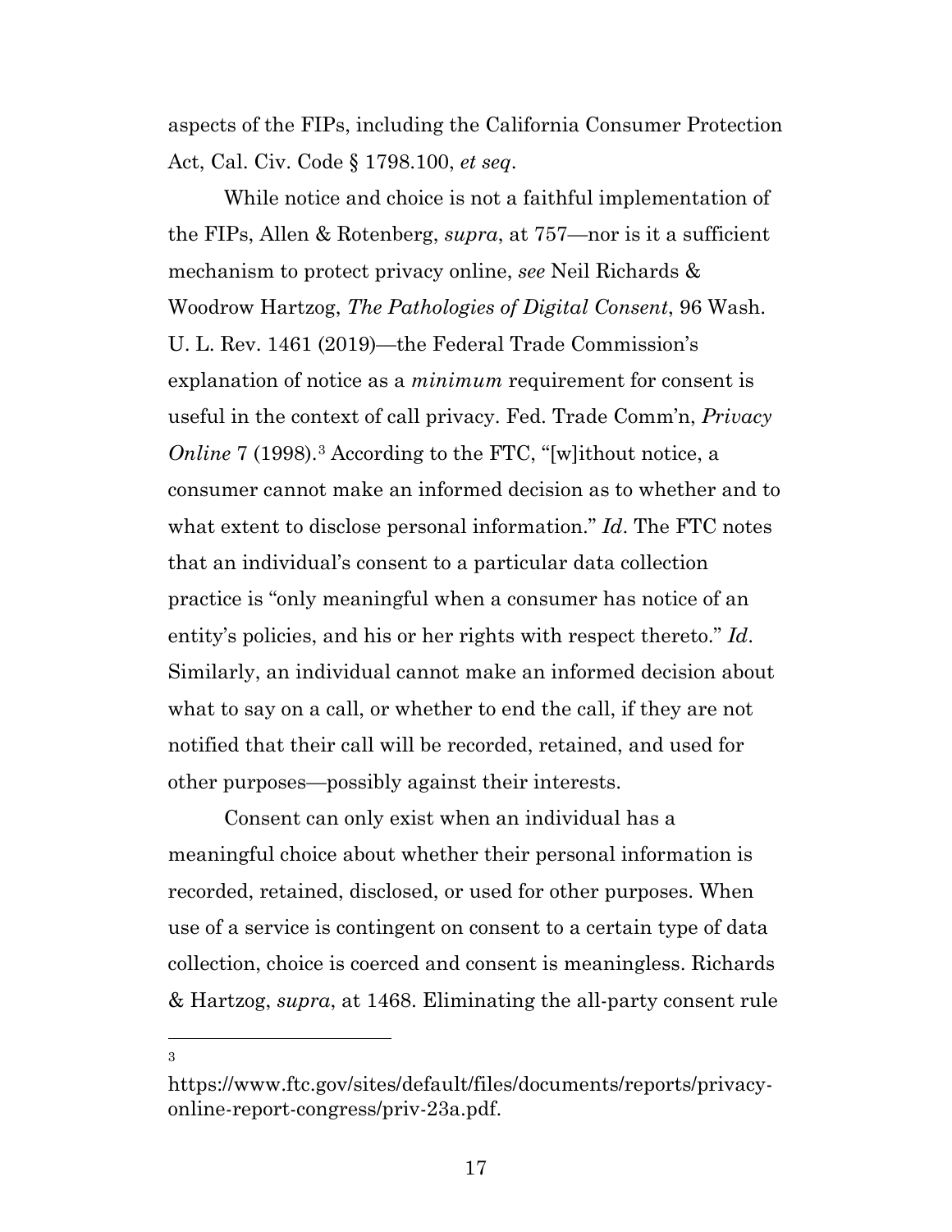aspects of the FIPs, including the California Consumer Protection Act, Cal. Civ. Code § 1798.100, *et seq*.

While notice and choice is not a faithful implementation of the FIPs, Allen & Rotenberg, *supra*, at 757—nor is it a sufficient mechanism to protect privacy online, *see* Neil Richards & Woodrow Hartzog, *The Pathologies of Digital Consent*, 96 Wash. U. L. Rev. 1461 (2019)—the Federal Trade Commission's explanation of notice as a *minimum* requirement for consent is useful in the context of call privacy. Fed. Trade Comm'n, *Privacy Online* 7 (1998).[3] According to the FTC, "[w]ithout notice, a consumer cannot make an informed decision as to whether and to what extent to disclose personal information." *Id*. The FTC notes that an individual's consent to a particular data collection practice is "only meaningful when a consumer has notice of an entity's policies, and his or her rights with respect thereto." *Id*. Similarly, an individual cannot make an informed decision about what to say on a call, or whether to end the call, if they are not notified that their call will be recorded, retained, and used for other purposes—possibly against their interests.

Consent can only exist when an individual has a meaningful choice about whether their personal information is recorded, retained, disclosed, or used for other purposes. When use of a service is contingent on consent to a certain type of data collection, choice is coerced and consent is meaningless. Richards & Hartzog, *supra*, at 1468. Eliminating the all-party consent rule

---

[3] https://www.ftc.gov/sites/default/files/documents/reports/privacy-online-report-congress/priv-23a.pdf.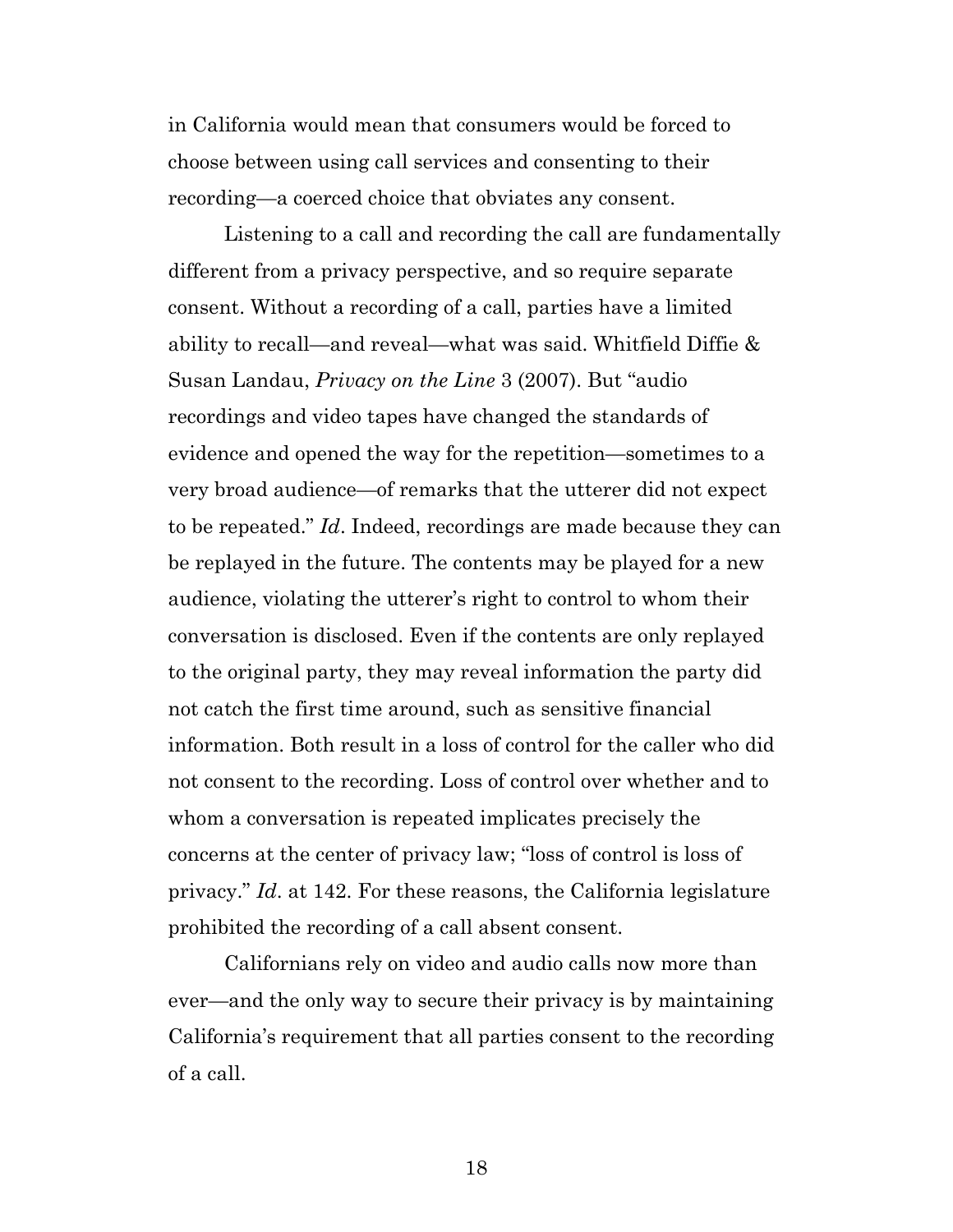in California would mean that consumers would be forced to choose between using call services and consenting to their recording—a coerced choice that obviates any consent.

Listening to a call and recording the call are fundamentally different from a privacy perspective, and so require separate consent. Without a recording of a call, parties have a limited ability to recall—and reveal—what was said. Whitfield Diffie & Susan Landau, *Privacy on the Line* 3 (2007). But "audio recordings and video tapes have changed the standards of evidence and opened the way for the repetition—sometimes to a very broad audience—of remarks that the utterer did not expect to be repeated." *Id*. Indeed, recordings are made because they can be replayed in the future. The contents may be played for a new audience, violating the utterer's right to control to whom their conversation is disclosed. Even if the contents are only replayed to the original party, they may reveal information the party did not catch the first time around, such as sensitive financial information. Both result in a loss of control for the caller who did not consent to the recording. Loss of control over whether and to whom a conversation is repeated implicates precisely the concerns at the center of privacy law; "loss of control is loss of privacy." *Id*. at 142. For these reasons, the California legislature prohibited the recording of a call absent consent.

Californians rely on video and audio calls now more than ever—and the only way to secure their privacy is by maintaining California's requirement that all parties consent to the recording of a call.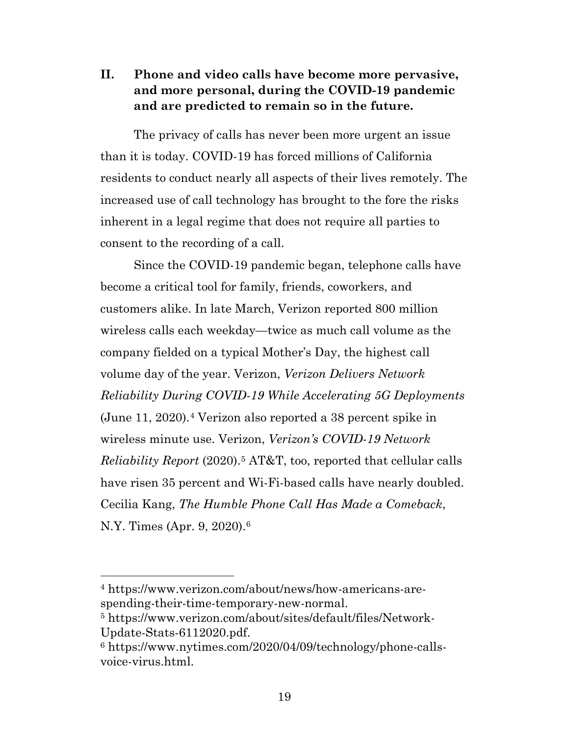## II. Phone and video calls have become more pervasive, and more personal, during the COVID-19 pandemic and are predicted to remain so in the future.

The privacy of calls has never been more urgent an issue than it is today. COVID-19 has forced millions of California residents to conduct nearly all aspects of their lives remotely. The increased use of call technology has brought to the fore the risks inherent in a legal regime that does not require all parties to consent to the recording of a call.

Since the COVID-19 pandemic began, telephone calls have become a critical tool for family, friends, coworkers, and customers alike. In late March, Verizon reported 800 million wireless calls each weekday—twice as much call volume as the company fielded on a typical Mother's Day, the highest call volume day of the year. Verizon, *Verizon Delivers Network Reliability During COVID-19 While Accelerating 5G Deployments* (June 11, 2020).[4] Verizon also reported a 38 percent spike in wireless minute use. Verizon, *Verizon's COVID-19 Network Reliability Report* (2020).[5] AT&T, too, reported that cellular calls have risen 35 percent and Wi-Fi-based calls have nearly doubled. Cecilia Kang, *The Humble Phone Call Has Made a Comeback*, N.Y. Times (Apr. 9, 2020).[6]

---

[4] https://www.verizon.com/about/news/how-americans-are-spending-their-time-temporary-new-normal.

[5] https://www.verizon.com/about/sites/default/files/Network-Update-Stats-6112020.pdf.

[6] https://www.nytimes.com/2020/04/09/technology/phone-calls-voice-virus.html.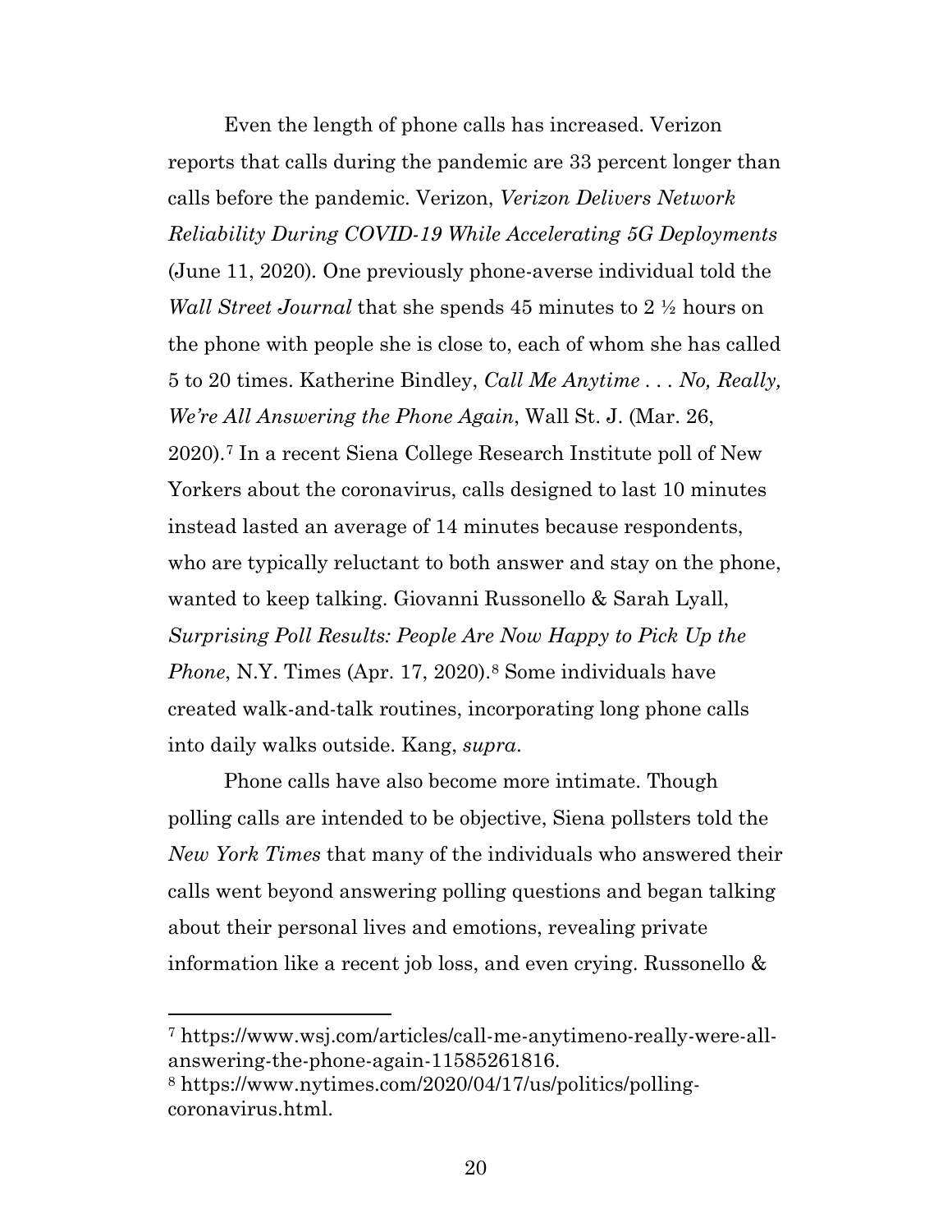Even the length of phone calls has increased. Verizon reports that calls during the pandemic are 33 percent longer than calls before the pandemic. Verizon, *Verizon Delivers Network Reliability During COVID-19 While Accelerating 5G Deployments* (June 11, 2020). One previously phone-averse individual told the *Wall Street Journal* that she spends 45 minutes to 2 ½ hours on the phone with people she is close to, each of whom she has called 5 to 20 times. Katherine Bindley, *Call Me Anytime . . . No, Really, We're All Answering the Phone Again*, Wall St. J. (Mar. 26, 2020).[7] In a recent Siena College Research Institute poll of New Yorkers about the coronavirus, calls designed to last 10 minutes instead lasted an average of 14 minutes because respondents, who are typically reluctant to both answer and stay on the phone, wanted to keep talking. Giovanni Russonello & Sarah Lyall, *Surprising Poll Results: People Are Now Happy to Pick Up the Phone*, N.Y. Times (Apr. 17, 2020).[8] Some individuals have created walk-and-talk routines, incorporating long phone calls into daily walks outside. Kang, *supra*.

Phone calls have also become more intimate. Though polling calls are intended to be objective, Siena pollsters told the *New York Times* that many of the individuals who answered their calls went beyond answering polling questions and began talking about their personal lives and emotions, revealing private information like a recent job loss, and even crying. Russonello &

---

[7] https://www.wsj.com/articles/call-me-anytimeno-really-were-all-answering-the-phone-again-11585261816.

[8] https://www.nytimes.com/2020/04/17/us/politics/polling-coronavirus.html.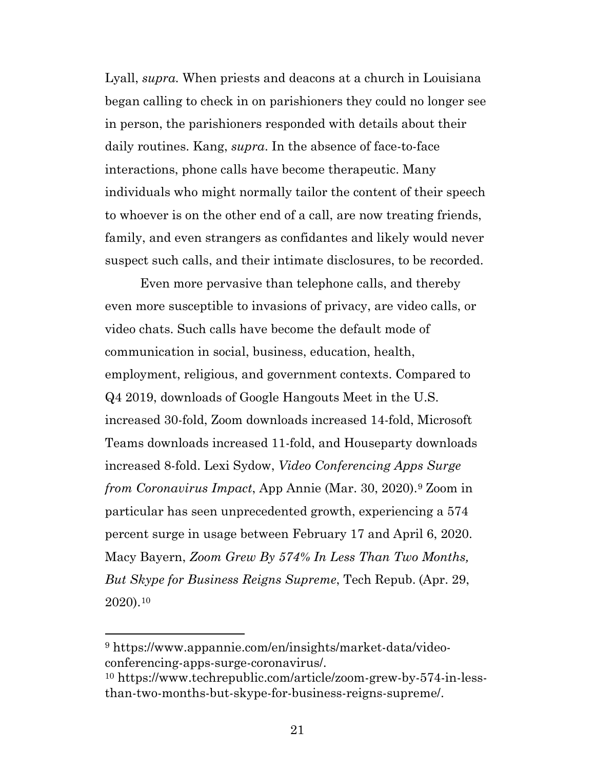Lyall, *supra*. When priests and deacons at a church in Louisiana began calling to check in on parishioners they could no longer see in person, the parishioners responded with details about their daily routines. Kang, *supra*. In the absence of face-to-face interactions, phone calls have become therapeutic. Many individuals who might normally tailor the content of their speech to whoever is on the other end of a call, are now treating friends, family, and even strangers as confidantes and likely would never suspect such calls, and their intimate disclosures, to be recorded.

Even more pervasive than telephone calls, and thereby even more susceptible to invasions of privacy, are video calls, or video chats. Such calls have become the default mode of communication in social, business, education, health, employment, religious, and government contexts. Compared to Q4 2019, downloads of Google Hangouts Meet in the U.S. increased 30-fold, Zoom downloads increased 14-fold, Microsoft Teams downloads increased 11-fold, and Houseparty downloads increased 8-fold. Lexi Sydow, *Video Conferencing Apps Surge from Coronavirus Impact*, App Annie (Mar. 30, 2020).[9] Zoom in particular has seen unprecedented growth, experiencing a 574 percent surge in usage between February 17 and April 6, 2020. Macy Bayern, *Zoom Grew By 574% In Less Than Two Months, But Skype for Business Reigns Supreme*, Tech Repub. (Apr. 29, 2020).[10]

---

[9] https://www.appannie.com/en/insights/market-data/video-conferencing-apps-surge-coronavirus/.

[10] https://www.techrepublic.com/article/zoom-grew-by-574-in-less-than-two-months-but-skype-for-business-reigns-supreme/.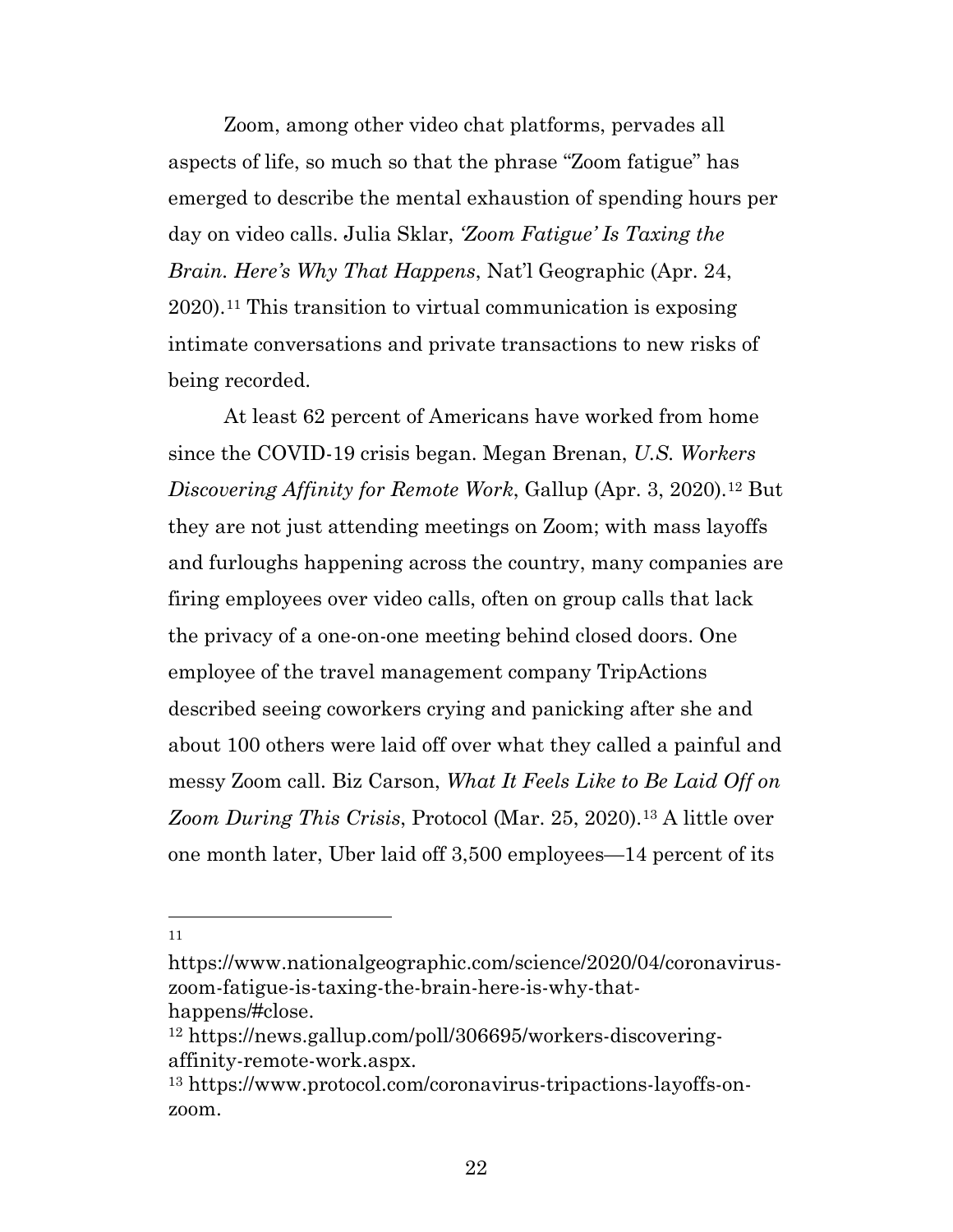Zoom, among other video chat platforms, pervades all aspects of life, so much so that the phrase "Zoom fatigue" has emerged to describe the mental exhaustion of spending hours per day on video calls. Julia Sklar, *'Zoom Fatigue' Is Taxing the Brain. Here's Why That Happens*, Nat'l Geographic (Apr. 24, 2020).[11] This transition to virtual communication is exposing intimate conversations and private transactions to new risks of being recorded.

At least 62 percent of Americans have worked from home since the COVID-19 crisis began. Megan Brenan, *U.S. Workers Discovering Affinity for Remote Work*, Gallup (Apr. 3, 2020).[12] But they are not just attending meetings on Zoom; with mass layoffs and furloughs happening across the country, many companies are firing employees over video calls, often on group calls that lack the privacy of a one-on-one meeting behind closed doors. One employee of the travel management company TripActions described seeing coworkers crying and panicking after she and about 100 others were laid off over what they called a painful and messy Zoom call. Biz Carson, *What It Feels Like to Be Laid Off on Zoom During This Crisis*, Protocol (Mar. 25, 2020).[13] A little over one month later, Uber laid off 3,500 employees—14 percent of its

---

[11] https://www.nationalgeographic.com/science/2020/04/coronavirus-zoom-fatigue-is-taxing-the-brain-here-is-why-that-happens/#close.

[12] https://news.gallup.com/poll/306695/workers-discovering-affinity-remote-work.aspx.

[13] https://www.protocol.com/coronavirus-tripactions-layoffs-on-zoom.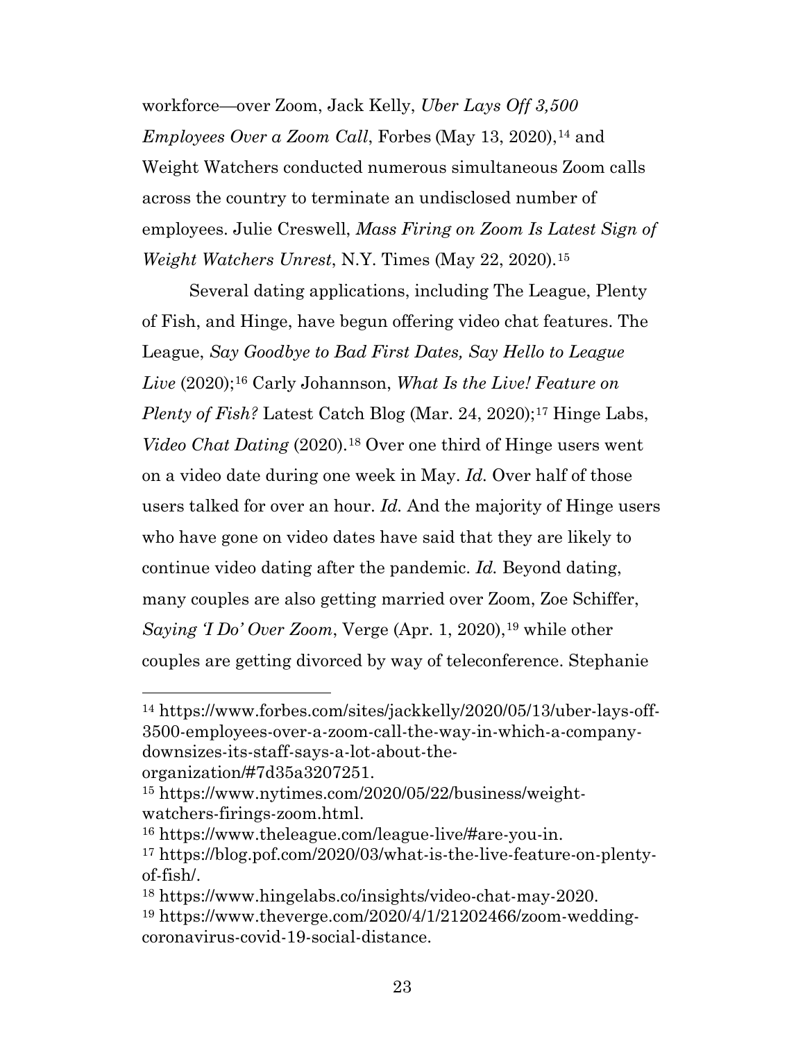workforce—over Zoom, Jack Kelly, *Uber Lays Off 3,500 Employees Over a Zoom Call*, Forbes (May 13, 2020),[14] and Weight Watchers conducted numerous simultaneous Zoom calls across the country to terminate an undisclosed number of employees. Julie Creswell, *Mass Firing on Zoom Is Latest Sign of Weight Watchers Unrest*, N.Y. Times (May 22, 2020).[15]

Several dating applications, including The League, Plenty of Fish, and Hinge, have begun offering video chat features. The League, *Say Goodbye to Bad First Dates, Say Hello to League Live* (2020);[16] Carly Johannson, *What Is the Live! Feature on Plenty of Fish?* Latest Catch Blog (Mar. 24, 2020);[17] Hinge Labs, *Video Chat Dating* (2020).[18] Over one third of Hinge users went on a video date during one week in May. *Id.* Over half of those users talked for over an hour. *Id.* And the majority of Hinge users who have gone on video dates have said that they are likely to continue video dating after the pandemic. *Id.* Beyond dating, many couples are also getting married over Zoom, Zoe Schiffer, *Saying 'I Do' Over Zoom*, Verge (Apr. 1, 2020),[19] while other couples are getting divorced by way of teleconference. Stephanie

---

[14] https://www.forbes.com/sites/jackkelly/2020/05/13/uber-lays-off-3500-employees-over-a-zoom-call-the-way-in-which-a-company-downsizes-its-staff-says-a-lot-about-the-organization/#7d35a3207251.

[15] https://www.nytimes.com/2020/05/22/business/weight-watchers-firings-zoom.html.

[16] https://www.theleague.com/league-live/#are-you-in.

[17] https://blog.pof.com/2020/03/what-is-the-live-feature-on-plenty-of-fish/.

[18] https://www.hingelabs.co/insights/video-chat-may-2020.

[19] https://www.theverge.com/2020/4/1/21202466/zoom-wedding-coronavirus-covid-19-social-distance.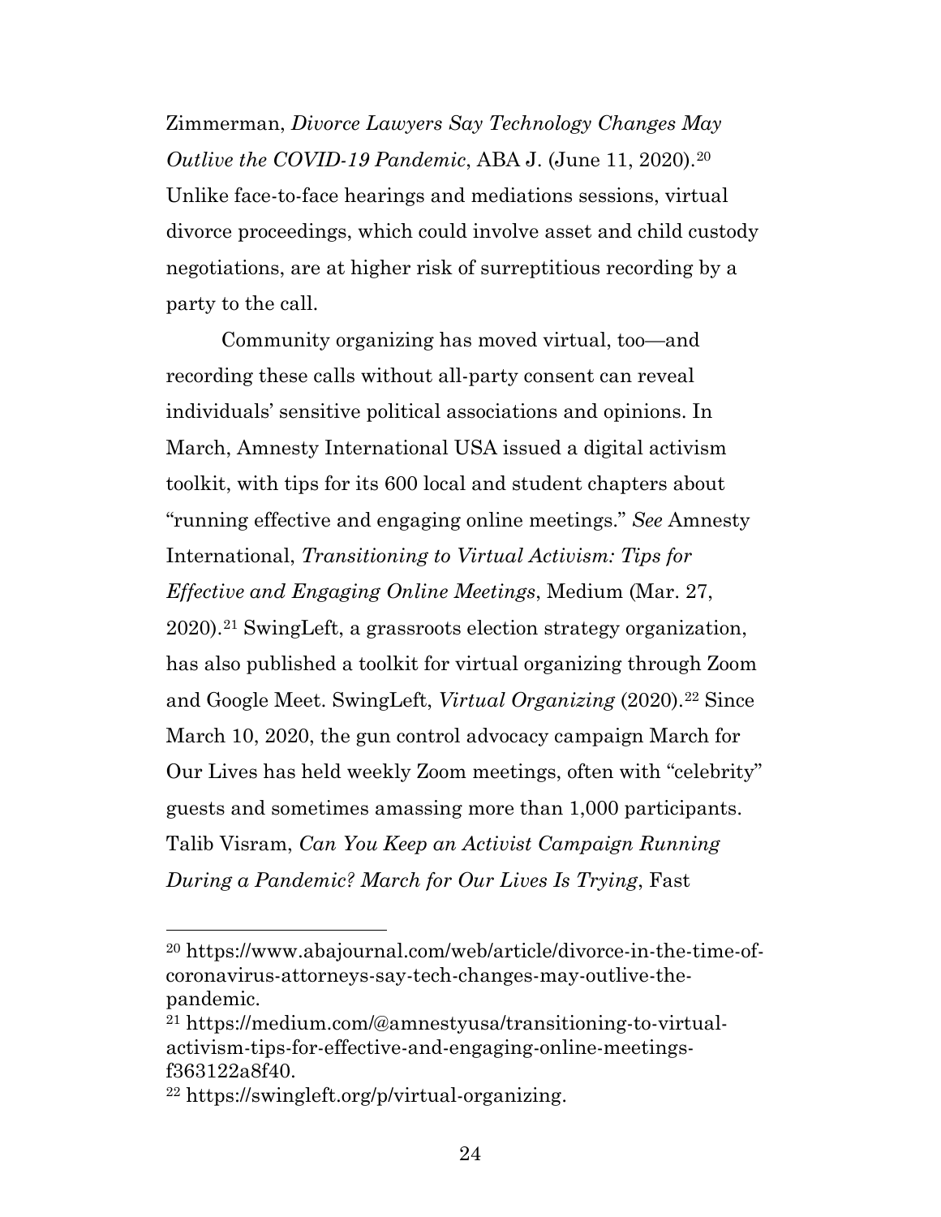Zimmerman, *Divorce Lawyers Say Technology Changes May Outlive the COVID-19 Pandemic*, ABA J. (June 11, 2020).[20] Unlike face-to-face hearings and mediations sessions, virtual divorce proceedings, which could involve asset and child custody negotiations, are at higher risk of surreptitious recording by a party to the call.

Community organizing has moved virtual, too—and recording these calls without all-party consent can reveal individuals' sensitive political associations and opinions. In March, Amnesty International USA issued a digital activism toolkit, with tips for its 600 local and student chapters about "running effective and engaging online meetings." *See* Amnesty International, *Transitioning to Virtual Activism: Tips for Effective and Engaging Online Meetings*, Medium (Mar. 27, 2020).[21] SwingLeft, a grassroots election strategy organization, has also published a toolkit for virtual organizing through Zoom and Google Meet. SwingLeft, *Virtual Organizing* (2020).[22] Since March 10, 2020, the gun control advocacy campaign March for Our Lives has held weekly Zoom meetings, often with "celebrity" guests and sometimes amassing more than 1,000 participants. Talib Visram, *Can You Keep an Activist Campaign Running During a Pandemic? March for Our Lives Is Trying*, Fast

---

[20] https://www.abajournal.com/web/article/divorce-in-the-time-of-coronavirus-attorneys-say-tech-changes-may-outlive-the-pandemic.

[21] https://medium.com/@amnestyusa/transitioning-to-virtual-activism-tips-for-effective-and-engaging-online-meetings-f363122a8f40.

[22] https://swingleft.org/p/virtual-organizing.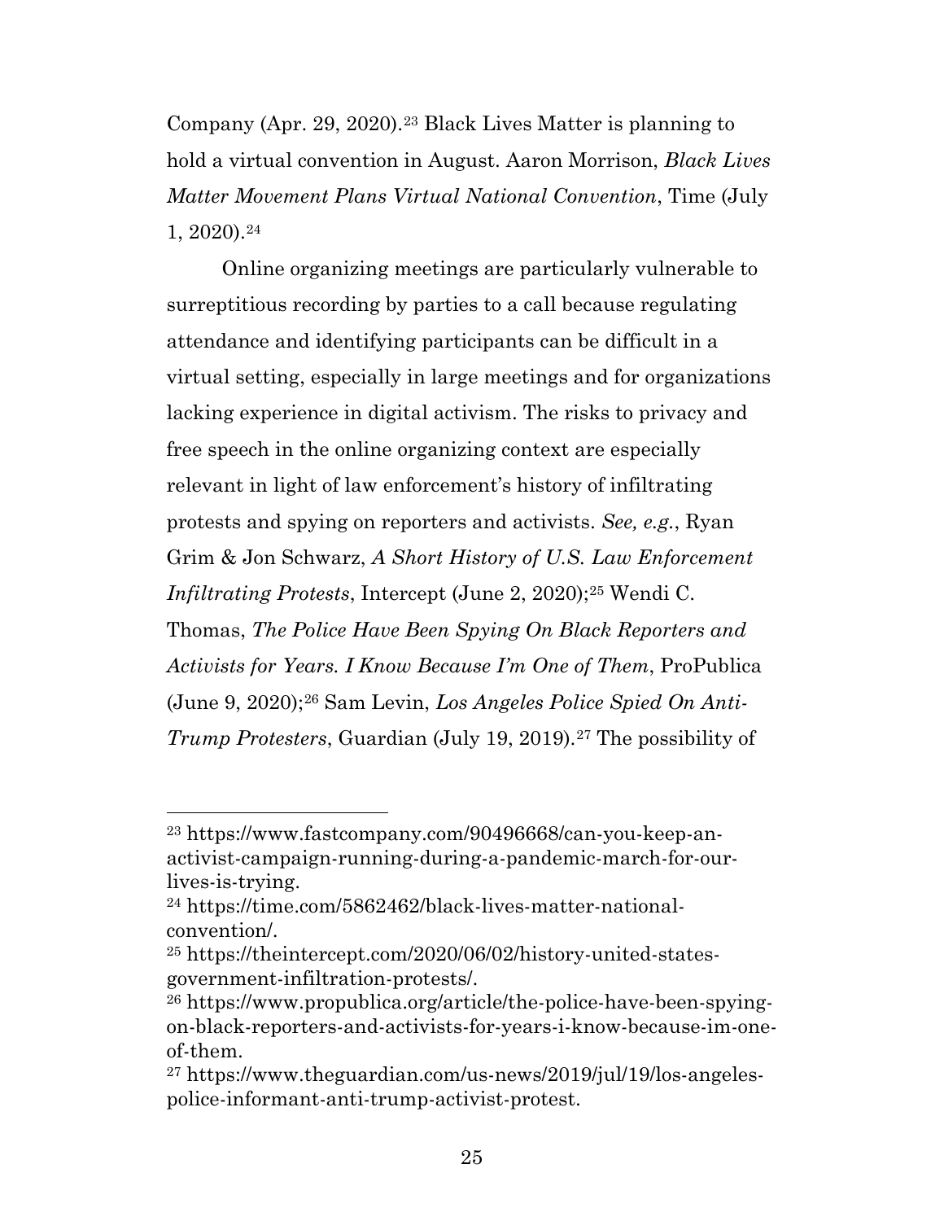Company (Apr. 29, 2020).[23] Black Lives Matter is planning to hold a virtual convention in August. Aaron Morrison, *Black Lives Matter Movement Plans Virtual National Convention*, Time (July 1, 2020).[24]

Online organizing meetings are particularly vulnerable to surreptitious recording by parties to a call because regulating attendance and identifying participants can be difficult in a virtual setting, especially in large meetings and for organizations lacking experience in digital activism. The risks to privacy and free speech in the online organizing context are especially relevant in light of law enforcement's history of infiltrating protests and spying on reporters and activists. *See, e.g.*, Ryan Grim & Jon Schwarz, *A Short History of U.S. Law Enforcement Infiltrating Protests*, Intercept (June 2, 2020);[25] Wendi C. Thomas, *The Police Have Been Spying On Black Reporters and Activists for Years. I Know Because I'm One of Them*, ProPublica (June 9, 2020);[26] Sam Levin, *Los Angeles Police Spied On Anti-Trump Protesters*, Guardian (July 19, 2019).[27] The possibility of

---

[23] https://www.fastcompany.com/90496668/can-you-keep-an-activist-campaign-running-during-a-pandemic-march-for-our-lives-is-trying.

[24] https://time.com/5862462/black-lives-matter-national-convention/.

[25] https://theintercept.com/2020/06/02/history-united-states-government-infiltration-protests/.

[26] https://www.propublica.org/article/the-police-have-been-spying-on-black-reporters-and-activists-for-years-i-know-because-im-one-of-them.

[27] https://www.theguardian.com/us-news/2019/jul/19/los-angeles-police-informant-anti-trump-activist-protest.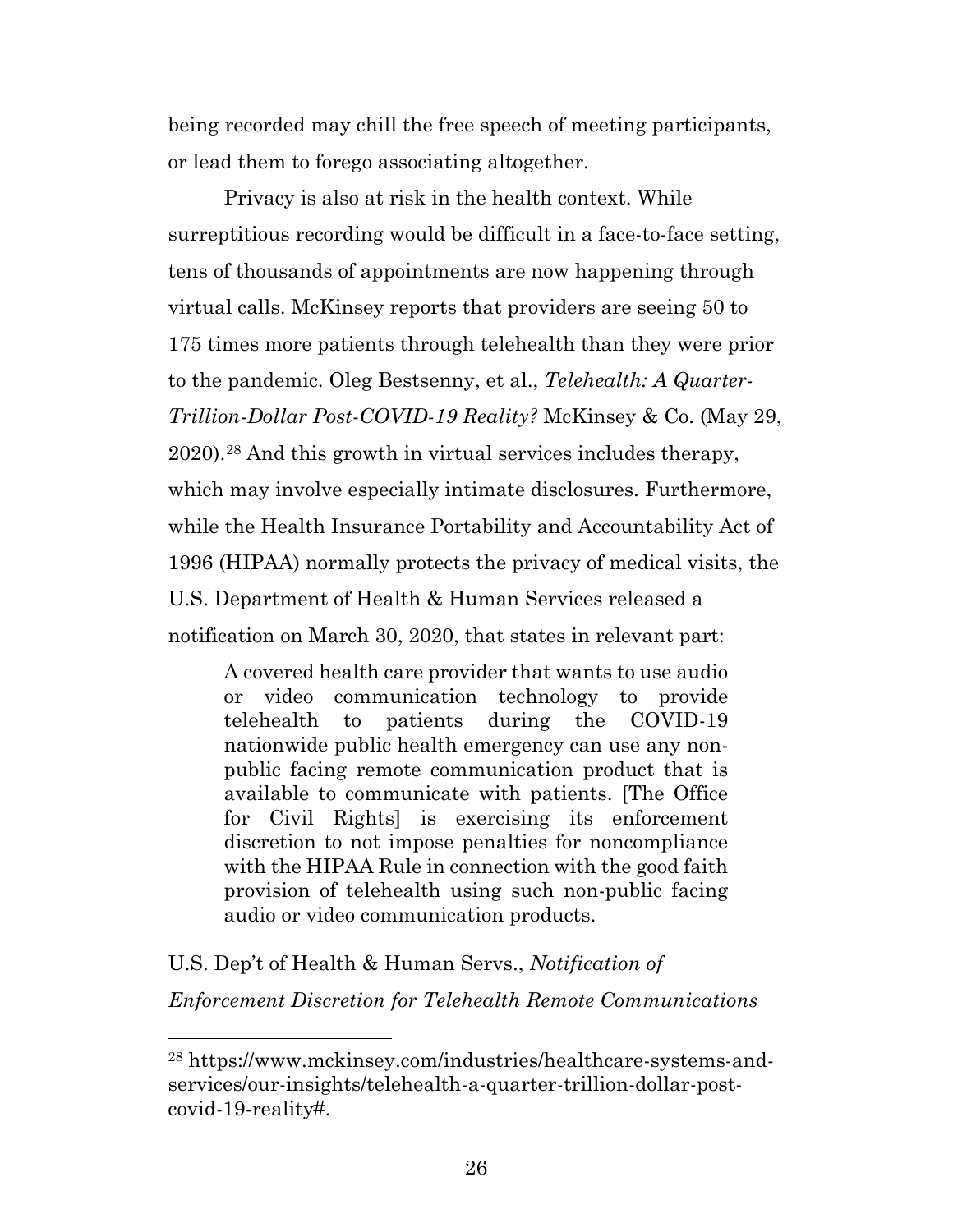being recorded may chill the free speech of meeting participants, or lead them to forego associating altogether.

Privacy is also at risk in the health context. While surreptitious recording would be difficult in a face-to-face setting, tens of thousands of appointments are now happening through virtual calls. McKinsey reports that providers are seeing 50 to 175 times more patients through telehealth than they were prior to the pandemic. Oleg Bestsenny, et al., *Telehealth: A Quarter-Trillion-Dollar Post-COVID-19 Reality?* McKinsey & Co. (May 29, 2020).[28] And this growth in virtual services includes therapy, which may involve especially intimate disclosures. Furthermore, while the Health Insurance Portability and Accountability Act of 1996 (HIPAA) normally protects the privacy of medical visits, the U.S. Department of Health & Human Services released a notification on March 30, 2020, that states in relevant part:

> A covered health care provider that wants to use audio or video communication technology to provide telehealth to patients during the COVID-19 nationwide public health emergency can use any non-public facing remote communication product that is available to communicate with patients. [The Office for Civil Rights] is exercising its enforcement discretion to not impose penalties for noncompliance with the HIPAA Rule in connection with the good faith provision of telehealth using such non-public facing audio or video communication products.

U.S. Dep't of Health & Human Servs., *Notification of Enforcement Discretion for Telehealth Remote Communications*

---

[28] https://www.mckinsey.com/industries/healthcare-systems-and-services/our-insights/telehealth-a-quarter-trillion-dollar-post-covid-19-reality#.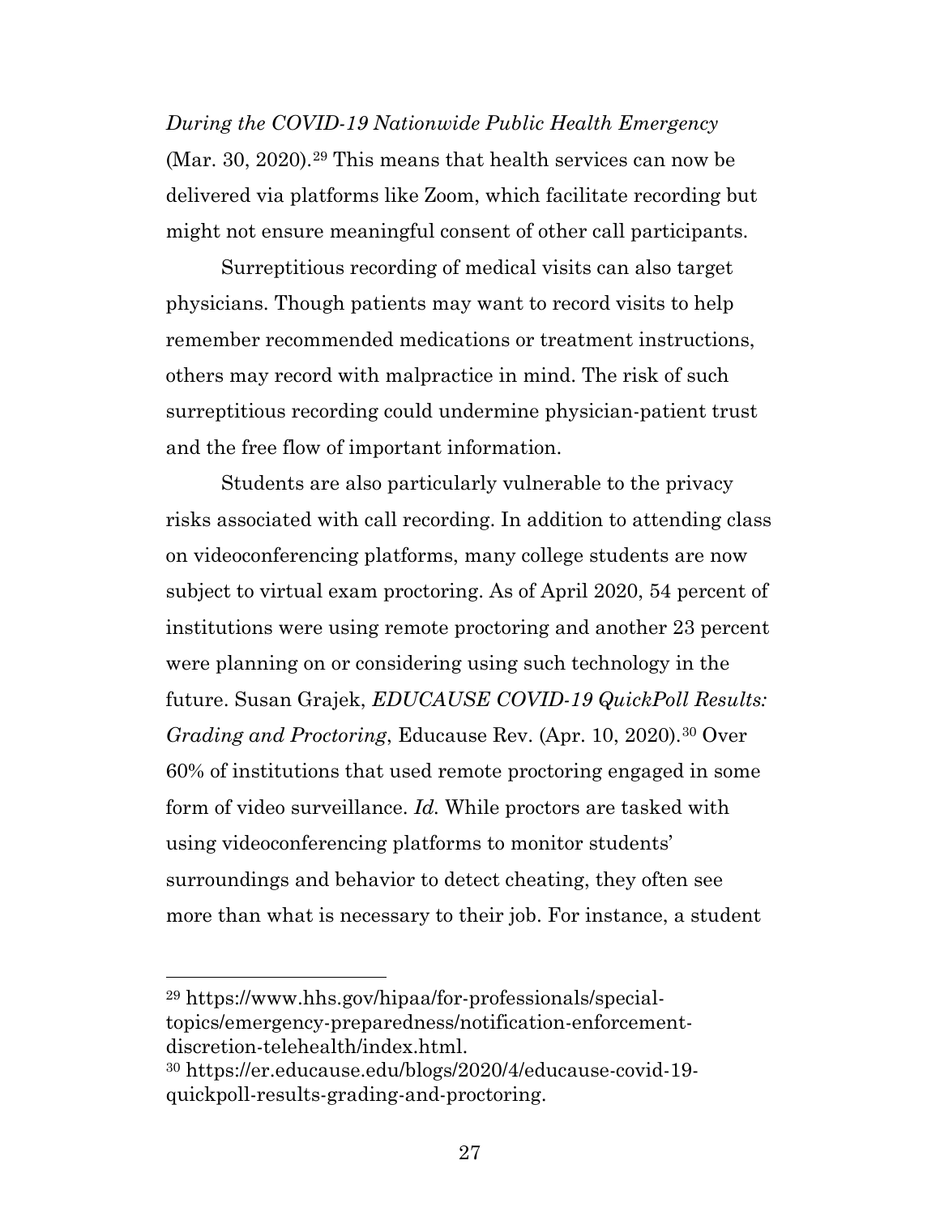*During the COVID-19 Nationwide Public Health Emergency* (Mar. 30, 2020).[29] This means that health services can now be delivered via platforms like Zoom, which facilitate recording but might not ensure meaningful consent of other call participants.

Surreptitious recording of medical visits can also target physicians. Though patients may want to record visits to help remember recommended medications or treatment instructions, others may record with malpractice in mind. The risk of such surreptitious recording could undermine physician-patient trust and the free flow of important information.

Students are also particularly vulnerable to the privacy risks associated with call recording. In addition to attending class on videoconferencing platforms, many college students are now subject to virtual exam proctoring. As of April 2020, 54 percent of institutions were using remote proctoring and another 23 percent were planning on or considering using such technology in the future. Susan Grajek, *EDUCAUSE COVID-19 QuickPoll Results: Grading and Proctoring*, Educause Rev. (Apr. 10, 2020).[30] Over 60% of institutions that used remote proctoring engaged in some form of video surveillance. *Id.* While proctors are tasked with using videoconferencing platforms to monitor students' surroundings and behavior to detect cheating, they often see more than what is necessary to their job. For instance, a student

---

[29] https://www.hhs.gov/hipaa/for-professionals/special-topics/emergency-preparedness/notification-enforcement-discretion-telehealth/index.html.

[30] https://er.educause.edu/blogs/2020/4/educause-covid-19-quickpoll-results-grading-and-proctoring.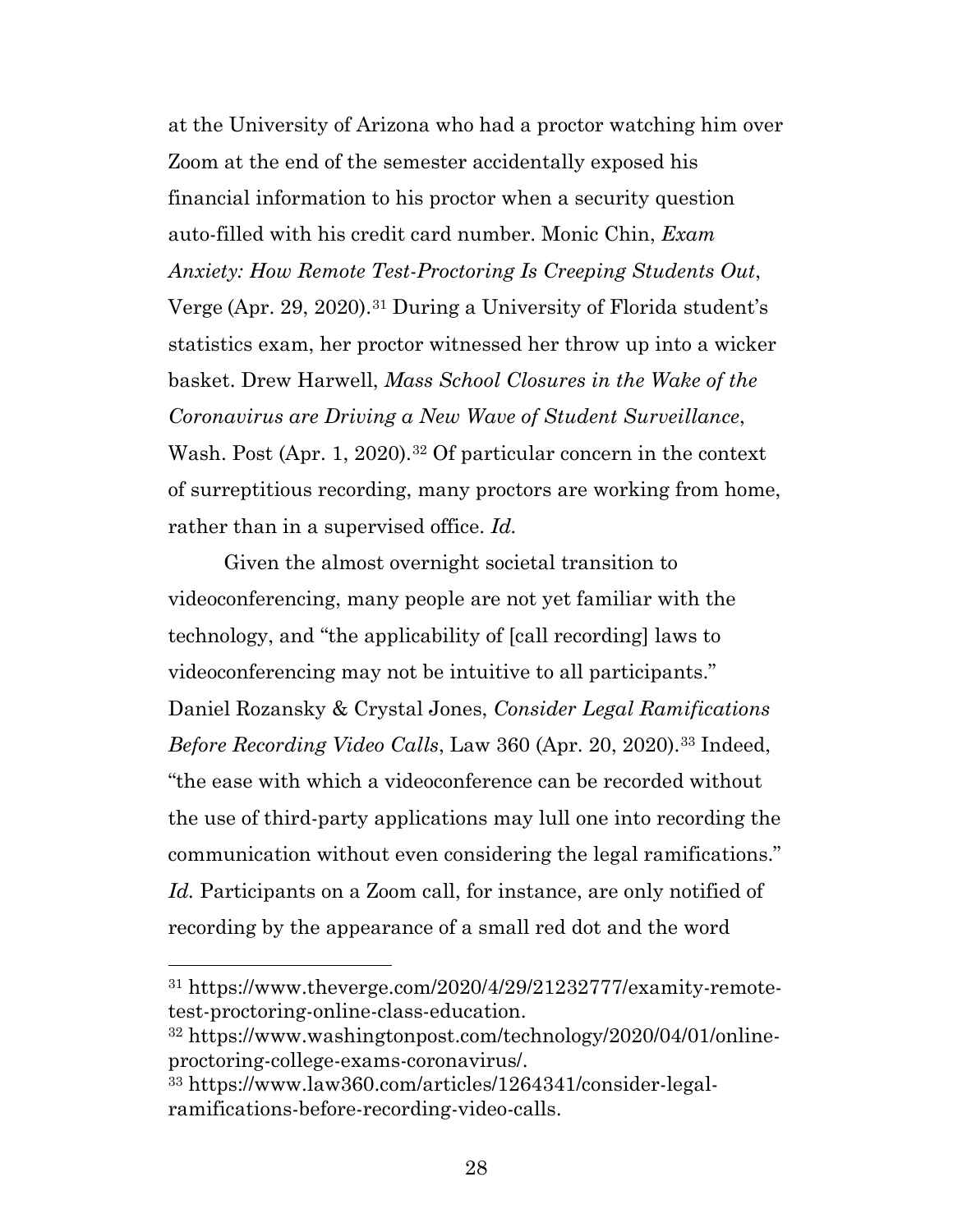at the University of Arizona who had a proctor watching him over Zoom at the end of the semester accidentally exposed his financial information to his proctor when a security question auto-filled with his credit card number. Monic Chin, *Exam Anxiety: How Remote Test-Proctoring Is Creeping Students Out*, Verge (Apr. 29, 2020).[31] During a University of Florida student's statistics exam, her proctor witnessed her throw up into a wicker basket. Drew Harwell, *Mass School Closures in the Wake of the Coronavirus are Driving a New Wave of Student Surveillance*, Wash. Post (Apr. 1, 2020).[32] Of particular concern in the context of surreptitious recording, many proctors are working from home, rather than in a supervised office. *Id.*

Given the almost overnight societal transition to videoconferencing, many people are not yet familiar with the technology, and "the applicability of [call recording] laws to videoconferencing may not be intuitive to all participants." Daniel Rozansky & Crystal Jones, *Consider Legal Ramifications Before Recording Video Calls*, Law 360 (Apr. 20, 2020).[33] Indeed, "the ease with which a videoconference can be recorded without the use of third-party applications may lull one into recording the communication without even considering the legal ramifications." *Id.* Participants on a Zoom call, for instance, are only notified of recording by the appearance of a small red dot and the word

---

[31] https://www.theverge.com/2020/4/29/21232777/examity-remote-test-proctoring-online-class-education.

[32] https://www.washingtonpost.com/technology/2020/04/01/online-proctoring-college-exams-coronavirus/.

[33] https://www.law360.com/articles/1264341/consider-legal-ramifications-before-recording-video-calls.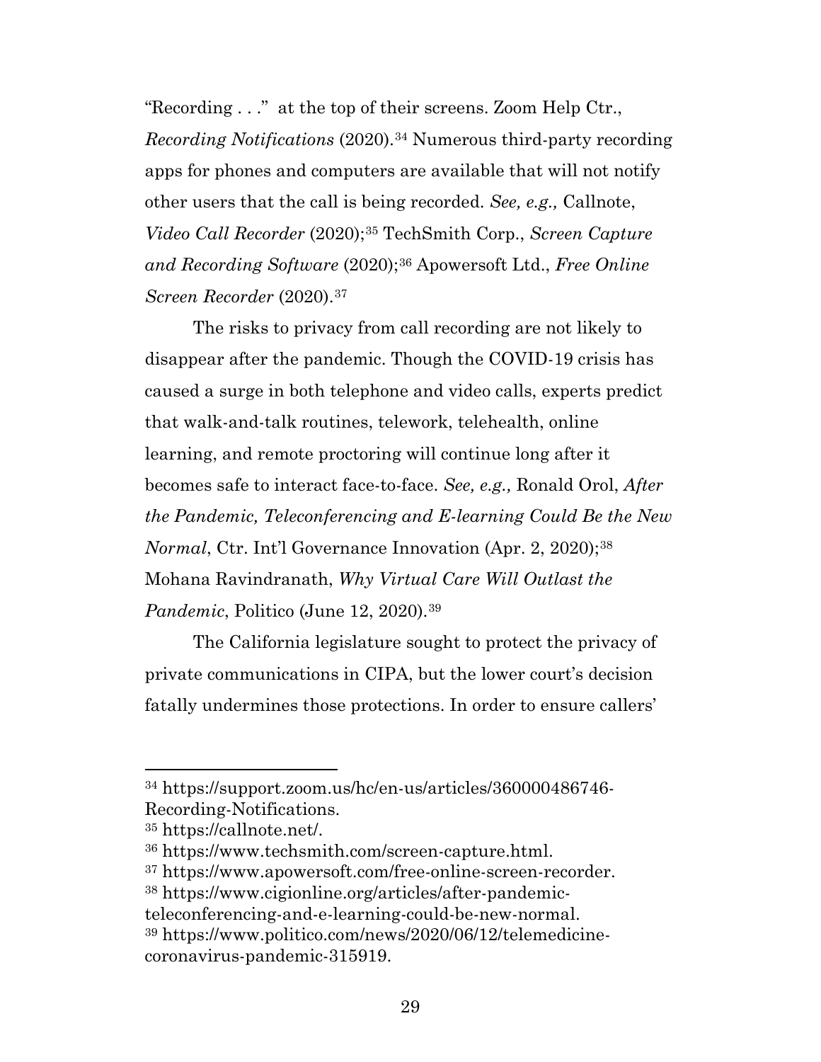"Recording . . ." at the top of their screens. Zoom Help Ctr., *Recording Notifications* (2020).[34] Numerous third-party recording apps for phones and computers are available that will not notify other users that the call is being recorded. *See, e.g.,* Callnote, *Video Call Recorder* (2020);[35] TechSmith Corp., *Screen Capture and Recording Software* (2020);[36] Apowersoft Ltd., *Free Online Screen Recorder* (2020).[37]

The risks to privacy from call recording are not likely to disappear after the pandemic. Though the COVID-19 crisis has caused a surge in both telephone and video calls, experts predict that walk-and-talk routines, telework, telehealth, online learning, and remote proctoring will continue long after it becomes safe to interact face-to-face. *See, e.g.,* Ronald Orol, *After the Pandemic, Teleconferencing and E-learning Could Be the New Normal*, Ctr. Int'l Governance Innovation (Apr. 2, 2020);[38] Mohana Ravindranath, *Why Virtual Care Will Outlast the Pandemic*, Politico (June 12, 2020).[39]

The California legislature sought to protect the privacy of private communications in CIPA, but the lower court's decision fatally undermines those protections. In order to ensure callers'

---

[34] https://support.zoom.us/hc/en-us/articles/360000486746-Recording-Notifications.

[35] https://callnote.net/.

[36] https://www.techsmith.com/screen-capture.html.

[37] https://www.apowersoft.com/free-online-screen-recorder.

[38] https://www.cigionline.org/articles/after-pandemic-teleconferencing-and-e-learning-could-be-new-normal.

[39] https://www.politico.com/news/2020/06/12/telemedicine-coronavirus-pandemic-315919.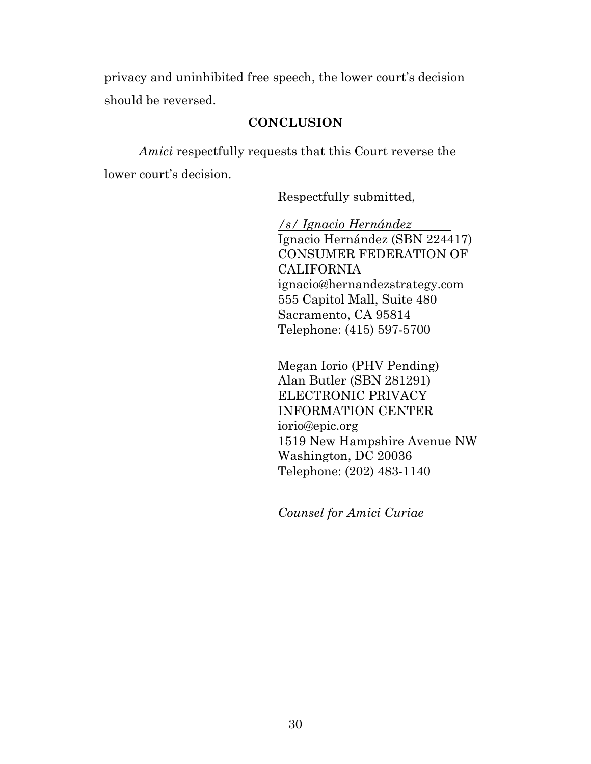privacy and uninhibited free speech, the lower court's decision should be reversed.

## CONCLUSION

*Amici* respectfully requests that this Court reverse the lower court's decision.

Respectfully submitted,

*/s/ Ignacio Hernández*
Ignacio Hernández (SBN 224417)
CONSUMER FEDERATION OF CALIFORNIA
ignacio@hernandezstrategy.com
555 Capitol Mall, Suite 480
Sacramento, CA 95814
Telephone: (415) 597-5700

Megan Iorio (PHV Pending)
Alan Butler (SBN 281291)
ELECTRONIC PRIVACY INFORMATION CENTER
iorio@epic.org
1519 New Hampshire Avenue NW
Washington, DC 20036
Telephone: (202) 483-1140

*Counsel for Amici Curiae*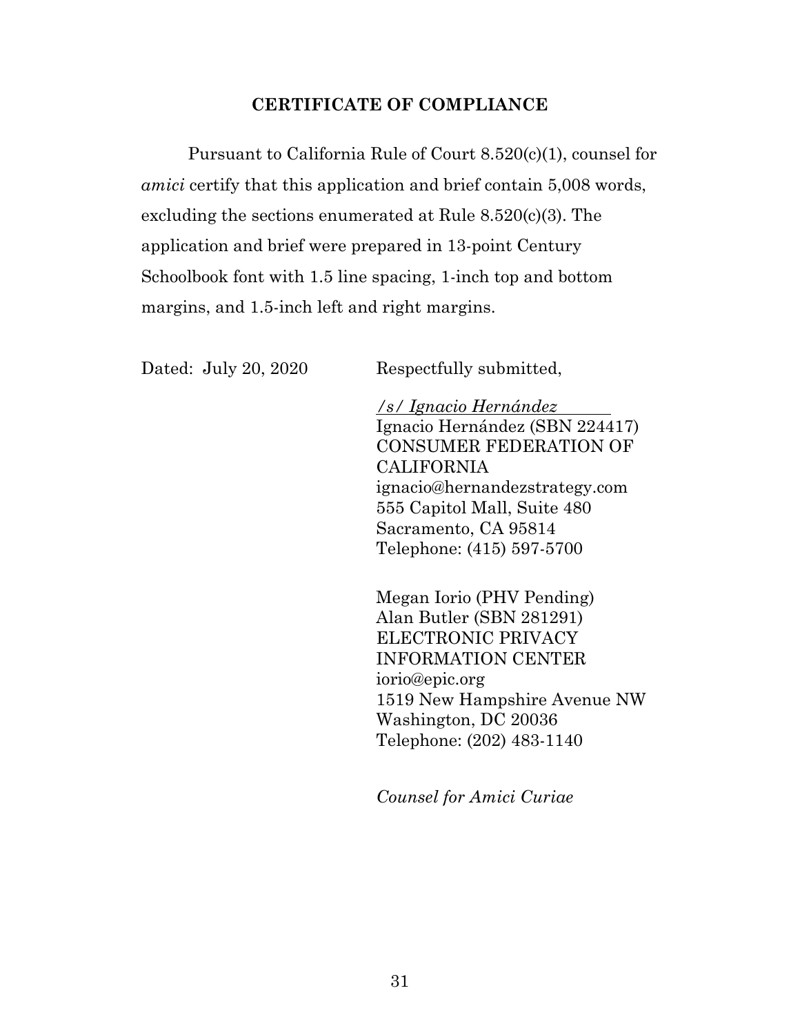**CERTIFICATE OF COMPLIANCE**

Pursuant to California Rule of Court 8.520(c)(1), counsel for *amici* certify that this application and brief contain 5,008 words, excluding the sections enumerated at Rule 8.520(c)(3). The application and brief were prepared in 13-point Century Schoolbook font with 1.5 line spacing, 1-inch top and bottom margins, and 1.5-inch left and right margins.

Dated: July 20, 2020

Respectfully submitted,

*/s/ Ignacio Hernández*
Ignacio Hernández (SBN 224417)
CONSUMER FEDERATION OF CALIFORNIA
ignacio@hernandezstrategy.com
555 Capitol Mall, Suite 480
Sacramento, CA 95814
Telephone: (415) 597-5700

Megan Iorio (PHV Pending)
Alan Butler (SBN 281291)
ELECTRONIC PRIVACY INFORMATION CENTER
iorio@epic.org
1519 New Hampshire Avenue NW
Washington, DC 20036
Telephone: (202) 483-1140

*Counsel for Amici Curiae*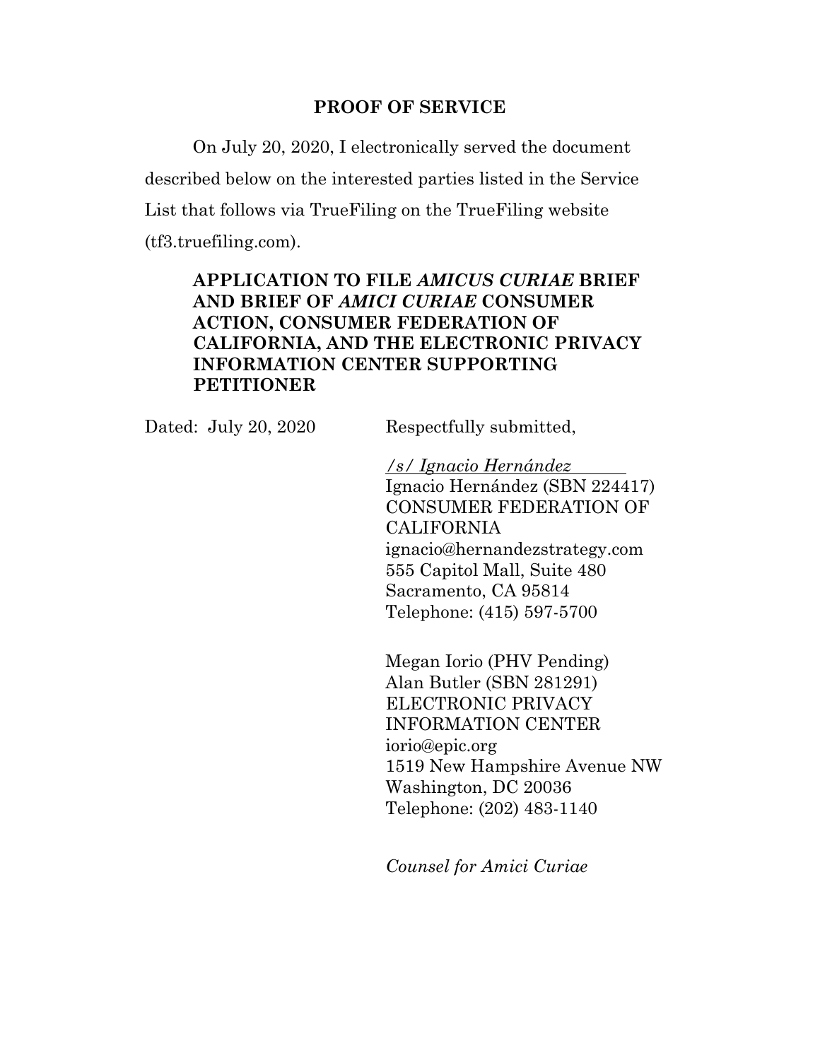## PROOF OF SERVICE

On July 20, 2020, I electronically served the document described below on the interested parties listed in the Service List that follows via TrueFiling on the TrueFiling website (tf3.truefiling.com).

> **APPLICATION TO FILE *AMICUS CURIAE* BRIEF AND BRIEF OF *AMICI CURIAE* CONSUMER ACTION, CONSUMER FEDERATION OF CALIFORNIA, AND THE ELECTRONIC PRIVACY INFORMATION CENTER SUPPORTING PETITIONER**

Dated: July 20, 2020

Respectfully submitted,

*/s/ Ignacio Hernández*
Ignacio Hernández (SBN 224417)
CONSUMER FEDERATION OF CALIFORNIA
ignacio@hernandezstrategy.com
555 Capitol Mall, Suite 480
Sacramento, CA 95814
Telephone: (415) 597-5700

Megan Iorio (PHV Pending)
Alan Butler (SBN 281291)
ELECTRONIC PRIVACY INFORMATION CENTER
iorio@epic.org
1519 New Hampshire Avenue NW
Washington, DC 20036
Telephone: (202) 483-1140

*Counsel for Amici Curiae*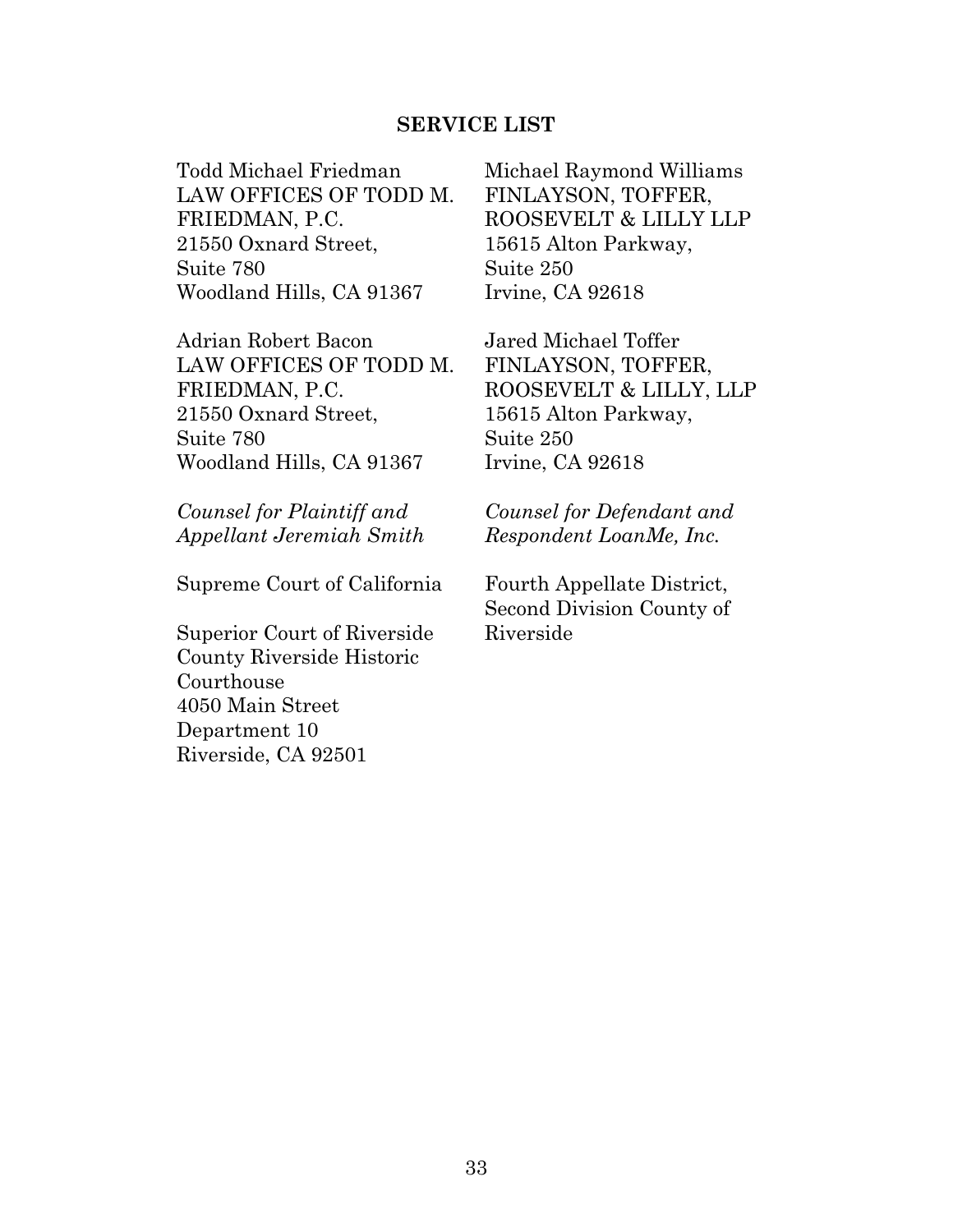**SERVICE LIST**

Todd Michael Friedman
LAW OFFICES OF TODD M. FRIEDMAN, P.C.
21550 Oxnard Street,
Suite 780
Woodland Hills, CA 91367

Adrian Robert Bacon
LAW OFFICES OF TODD M. FRIEDMAN, P.C.
21550 Oxnard Street,
Suite 780
Woodland Hills, CA 91367

*Counsel for Plaintiff and Appellant Jeremiah Smith*

Supreme Court of California

Superior Court of Riverside County Riverside Historic Courthouse
4050 Main Street
Department 10
Riverside, CA 92501

Michael Raymond Williams
FINLAYSON, TOFFER, ROOSEVELT & LILLY LLP
15615 Alton Parkway,
Suite 250
Irvine, CA 92618

Jared Michael Toffer
FINLAYSON, TOFFER, ROOSEVELT & LILLY, LLP
15615 Alton Parkway,
Suite 250
Irvine, CA 92618

*Counsel for Defendant and Respondent LoanMe, Inc.*

Fourth Appellate District, Second Division County of Riverside